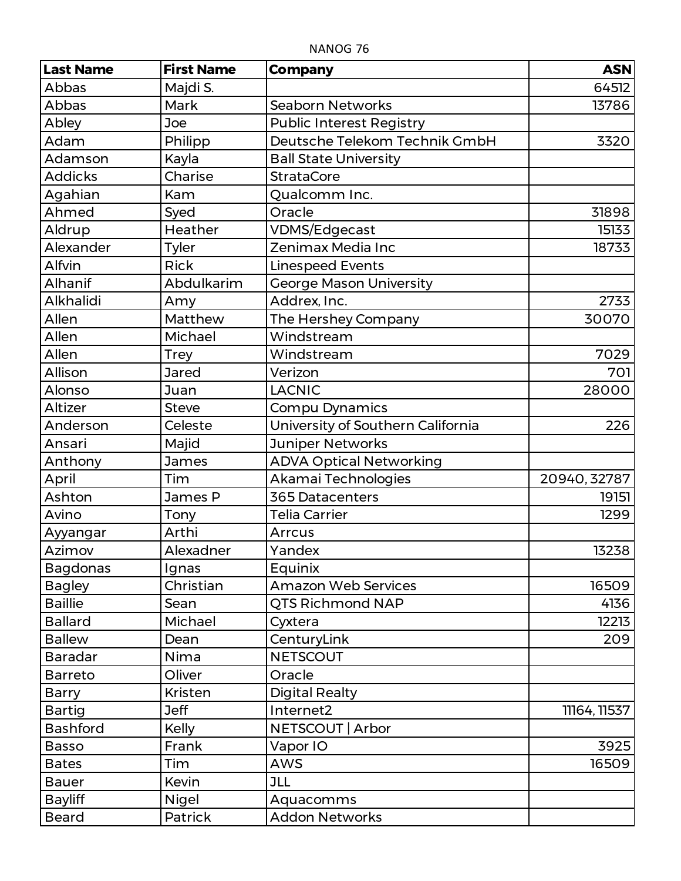NANOG 76

| Last Name | First Name | Company | ASN |
|---|---|---|---|
| Abbas | Majdi S. | | 64512 |
| Abbas | Mark | Seaborn Networks | 13786 |
| Abley | Joe | Public Interest Registry | |
| Adam | Philipp | Deutsche Telekom Technik GmbH | 3320 |
| Adamson | Kayla | Ball State University | |
| Addicks | Charise | StrataCore | |
| Agahian | Kam | Qualcomm Inc. | |
| Ahmed | Syed | Oracle | 31898 |
| Aldrup | Heather | VDMS/Edgecast | 15133 |
| Alexander | Tyler | Zenimax Media Inc | 18733 |
| Alfvin | Rick | Linespeed Events | |
| Alhanif | Abdulkarim | George Mason University | |
| Alkhalidi | Amy | Addrex, Inc. | 2733 |
| Allen | Matthew | The Hershey Company | 30070 |
| Allen | Michael | Windstream | |
| Allen | Trey | Windstream | 7029 |
| Allison | Jared | Verizon | 701 |
| Alonso | Juan | LACNIC | 28000 |
| Altizer | Steve | Compu Dynamics | |
| Anderson | Celeste | University of Southern California | 226 |
| Ansari | Majid | Juniper Networks | |
| Anthony | James | ADVA Optical Networking | |
| April | Tim | Akamai Technologies | 20940, 32787 |
| Ashton | James P | 365 Datacenters | 19151 |
| Avino | Tony | Telia Carrier | 1299 |
| Ayyangar | Arthi | Arrcus | |
| Azimov | Alexadner | Yandex | 13238 |
| Bagdonas | Ignas | Equinix | |
| Bagley | Christian | Amazon Web Services | 16509 |
| Baillie | Sean | QTS Richmond NAP | 4136 |
| Ballard | Michael | Cyxtera | 12213 |
| Ballew | Dean | CenturyLink | 209 |
| Baradar | Nima | NETSCOUT | |
| Barreto | Oliver | Oracle | |
| Barry | Kristen | Digital Realty | |
| Bartig | Jeff | Internet2 | 11164, 11537 |
| Bashford | Kelly | NETSCOUT \| Arbor | |
| Basso | Frank | Vapor IO | 3925 |
| Bates | Tim | AWS | 16509 |
| Bauer | Kevin | JLL | |
| Bayliff | Nigel | Aquacomms | |
| Beard | Patrick | Addon Networks | |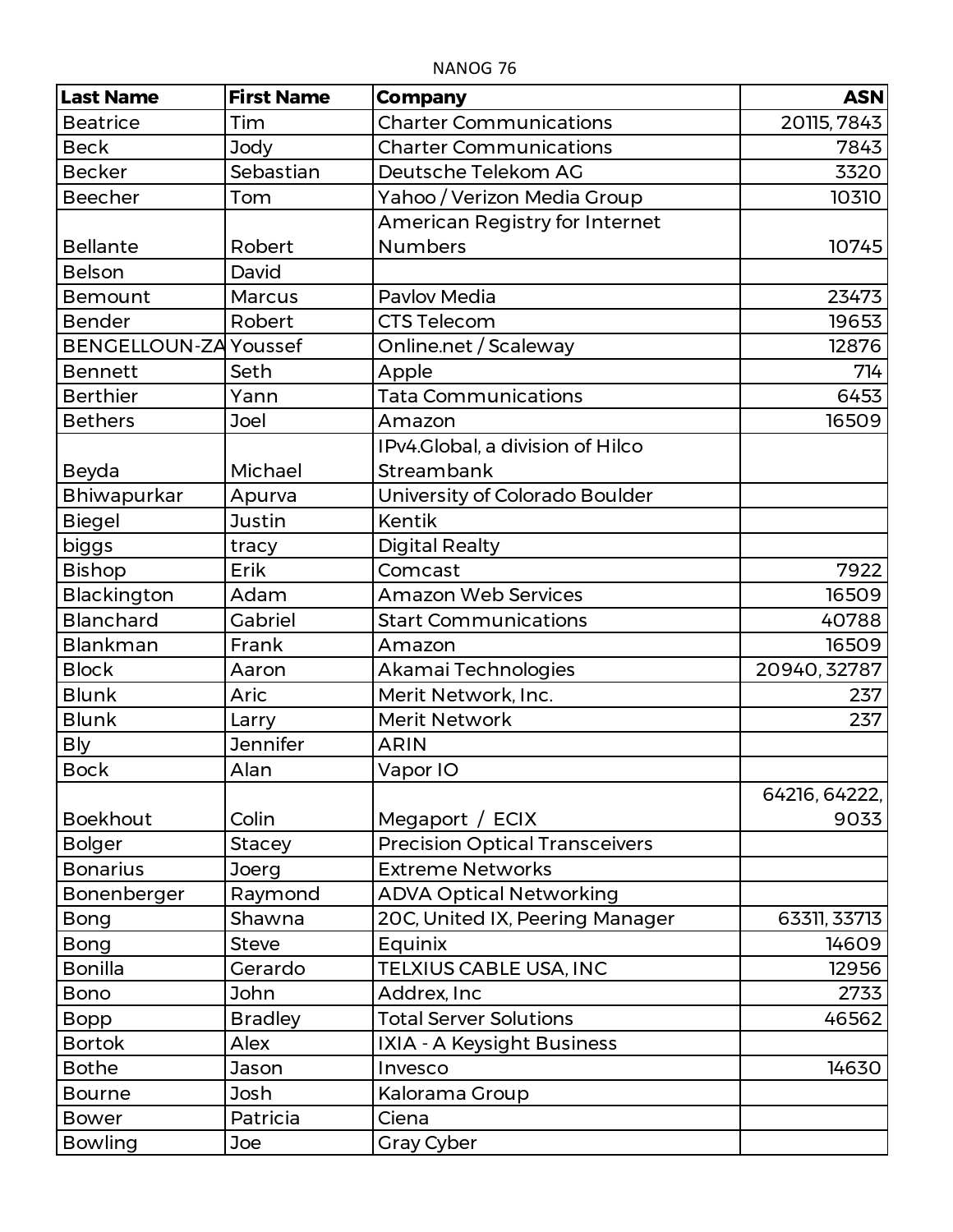NANOG 76

| Last Name | First Name | Company | ASN |
|---|---|---|---|
| Beatrice | Tim | Charter Communications | 20115, 7843 |
| Beck | Jody | Charter Communications | 7843 |
| Becker | Sebastian | Deutsche Telekom AG | 3320 |
| Beecher | Tom | Yahoo / Verizon Media Group | 10310 |
| Bellante | Robert | American Registry for Internet Numbers | 10745 |
| Belson | David | | |
| Bemount | Marcus | Pavlov Media | 23473 |
| Bender | Robert | CTS Telecom | 19653 |
| BENGELLOUN-ZA | Youssef | Online.net / Scaleway | 12876 |
| Bennett | Seth | Apple | 714 |
| Berthier | Yann | Tata Communications | 6453 |
| Bethers | Joel | Amazon | 16509 |
| Beyda | Michael | IPv4.Global, a division of Hilco Streambank | |
| Bhiwapurkar | Apurva | University of Colorado Boulder | |
| Biegel | Justin | Kentik | |
| biggs | tracy | Digital Realty | |
| Bishop | Erik | Comcast | 7922 |
| Blackington | Adam | Amazon Web Services | 16509 |
| Blanchard | Gabriel | Start Communications | 40788 |
| Blankman | Frank | Amazon | 16509 |
| Block | Aaron | Akamai Technologies | 20940, 32787 |
| Blunk | Aric | Merit Network, Inc. | 237 |
| Blunk | Larry | Merit Network | 237 |
| Bly | Jennifer | ARIN | |
| Bock | Alan | Vapor IO | |
| Boekhout | Colin | Megaport / ECIX | 64216, 64222, 9033 |
| Bolger | Stacey | Precision Optical Transceivers | |
| Bonarius | Joerg | Extreme Networks | |
| Bonenberger | Raymond | ADVA Optical Networking | |
| Bong | Shawna | 20C, United IX, Peering Manager | 63311, 33713 |
| Bong | Steve | Equinix | 14609 |
| Bonilla | Gerardo | TELXIUS CABLE USA, INC | 12956 |
| Bono | John | Addrex, Inc | 2733 |
| Bopp | Bradley | Total Server Solutions | 46562 |
| Bortok | Alex | IXIA - A Keysight Business | |
| Bothe | Jason | Invesco | 14630 |
| Bourne | Josh | Kalorama Group | |
| Bower | Patricia | Ciena | |
| Bowling | Joe | Gray Cyber | |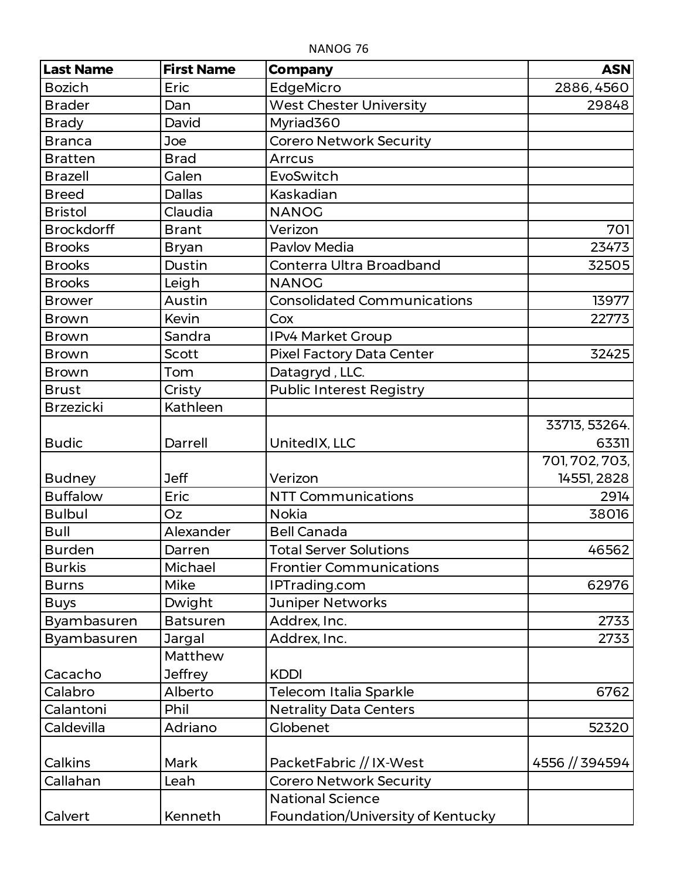NANOG 76

| Last Name | First Name | Company | ASN |
|---|---|---|---|
| Bozich | Eric | EdgeMicro | 2886, 4560 |
| Brader | Dan | West Chester University | 29848 |
| Brady | David | Myriad360 | |
| Branca | Joe | Corero Network Security | |
| Bratten | Brad | Arrcus | |
| Brazell | Galen | EvoSwitch | |
| Breed | Dallas | Kaskadian | |
| Bristol | Claudia | NANOG | |
| Brockdorff | Brant | Verizon | 701 |
| Brooks | Bryan | Pavlov Media | 23473 |
| Brooks | Dustin | Conterra Ultra Broadband | 32505 |
| Brooks | Leigh | NANOG | |
| Brower | Austin | Consolidated Communications | 13977 |
| Brown | Kevin | Cox | 22773 |
| Brown | Sandra | IPv4 Market Group | |
| Brown | Scott | Pixel Factory Data Center | 32425 |
| Brown | Tom | Datagryd , LLC. | |
| Brust | Cristy | Public Interest Registry | |
| Brzezicki | Kathleen | | |
| Budic | Darrell | UnitedIX, LLC | 33713, 53264. 63311 |
| Budney | Jeff | Verizon | 701, 702, 703, 14551, 2828 |
| Buffalow | Eric | NTT Communications | 2914 |
| Bulbul | Oz | Nokia | 38016 |
| Bull | Alexander | Bell Canada | |
| Burden | Darren | Total Server Solutions | 46562 |
| Burkis | Michael | Frontier Communications | |
| Burns | Mike | IPTrading.com | 62976 |
| Buys | Dwight | Juniper Networks | |
| Byambasuren | Batsuren | Addrex, Inc. | 2733 |
| Byambasuren | Jargal | Addrex, Inc. | 2733 |
| Cacacho | Matthew Jeffrey | KDDI | |
| Calabro | Alberto | Telecom Italia Sparkle | 6762 |
| Calantoni | Phil | Netrality Data Centers | |
| Caldevilla | Adriano | Globenet | 52320 |
| Calkins | Mark | PacketFabric // IX-West | 4556 // 394594 |
| Callahan | Leah | Corero Network Security | |
| Calvert | Kenneth | National Science Foundation/University of Kentucky | |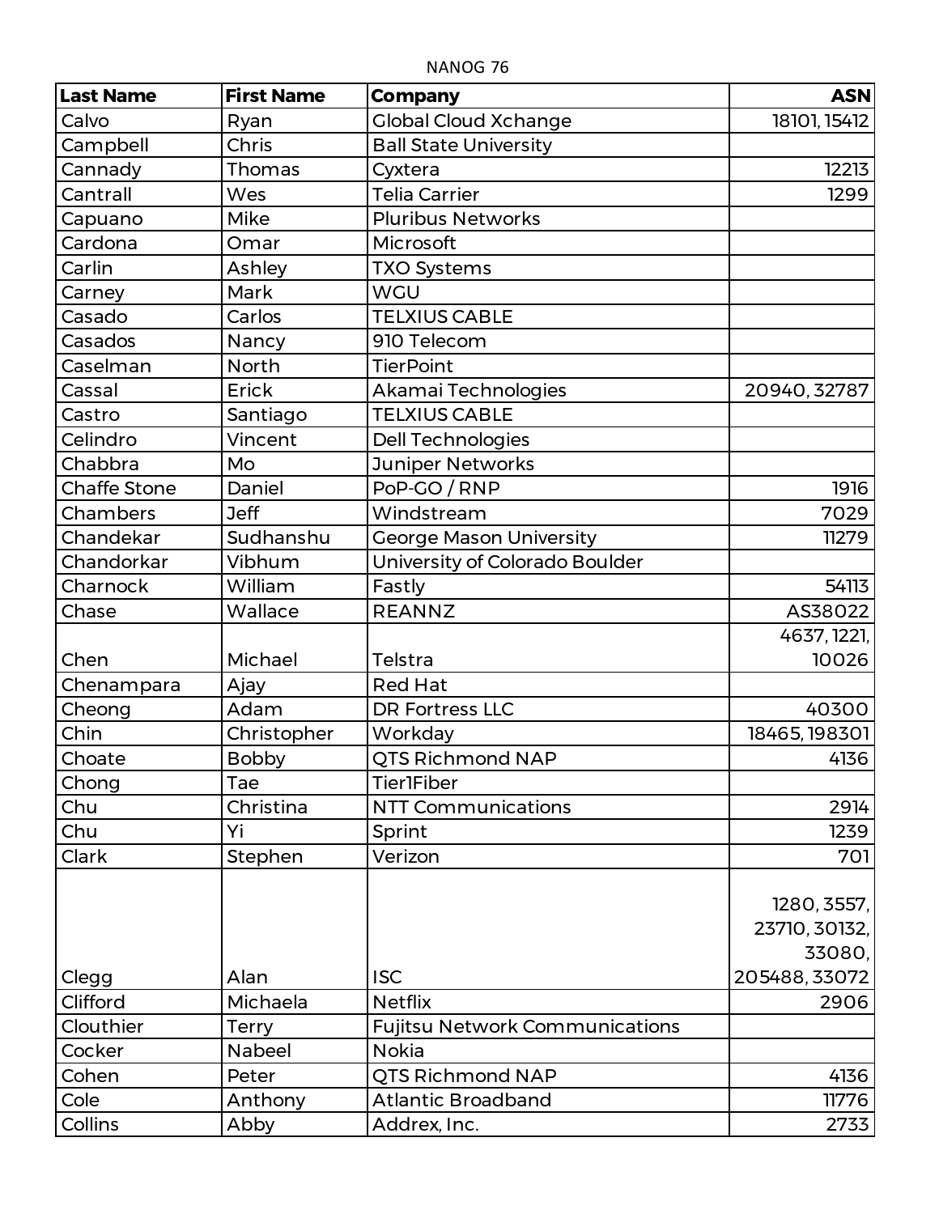NANOG 76

| Last Name | First Name | Company | ASN |
| --- | --- | --- | --- |
| Calvo | Ryan | Global Cloud Xchange | 18101, 15412 |
| Campbell | Chris | Ball State University | |
| Cannady | Thomas | Cyxtera | 12213 |
| Cantrall | Wes | Telia Carrier | 1299 |
| Capuano | Mike | Pluribus Networks | |
| Cardona | Omar | Microsoft | |
| Carlin | Ashley | TXO Systems | |
| Carney | Mark | WGU | |
| Casado | Carlos | TELXIUS CABLE | |
| Casados | Nancy | 910 Telecom | |
| Caselman | North | TierPoint | |
| Cassal | Erick | Akamai Technologies | 20940, 32787 |
| Castro | Santiago | TELXIUS CABLE | |
| Celindro | Vincent | Dell Technologies | |
| Chabbra | Mo | Juniper Networks | |
| Chaffe Stone | Daniel | PoP-GO / RNP | 1916 |
| Chambers | Jeff | Windstream | 7029 |
| Chandekar | Sudhanshu | George Mason University | 11279 |
| Chandorkar | Vibhum | University of Colorado Boulder | |
| Charnock | William | Fastly | 54113 |
| Chase | Wallace | REANNZ | AS38022 |
| Chen | Michael | Telstra | 4637, 1221, 10026 |
| Chenampara | Ajay | Red Hat | |
| Cheong | Adam | DR Fortress LLC | 40300 |
| Chin | Christopher | Workday | 18465, 198301 |
| Choate | Bobby | QTS Richmond NAP | 4136 |
| Chong | Tae | Tier1Fiber | |
| Chu | Christina | NTT Communications | 2914 |
| Chu | Yi | Sprint | 1239 |
| Clark | Stephen | Verizon | 701 |
| Clegg | Alan | ISC | 1280, 3557, 23710, 30132, 33080, 205488, 33072 |
| Clifford | Michaela | Netflix | 2906 |
| Clouthier | Terry | Fujitsu Network Communications | |
| Cocker | Nabeel | Nokia | |
| Cohen | Peter | QTS Richmond NAP | 4136 |
| Cole | Anthony | Atlantic Broadband | 11776 |
| Collins | Abby | Addrex, Inc. | 2733 |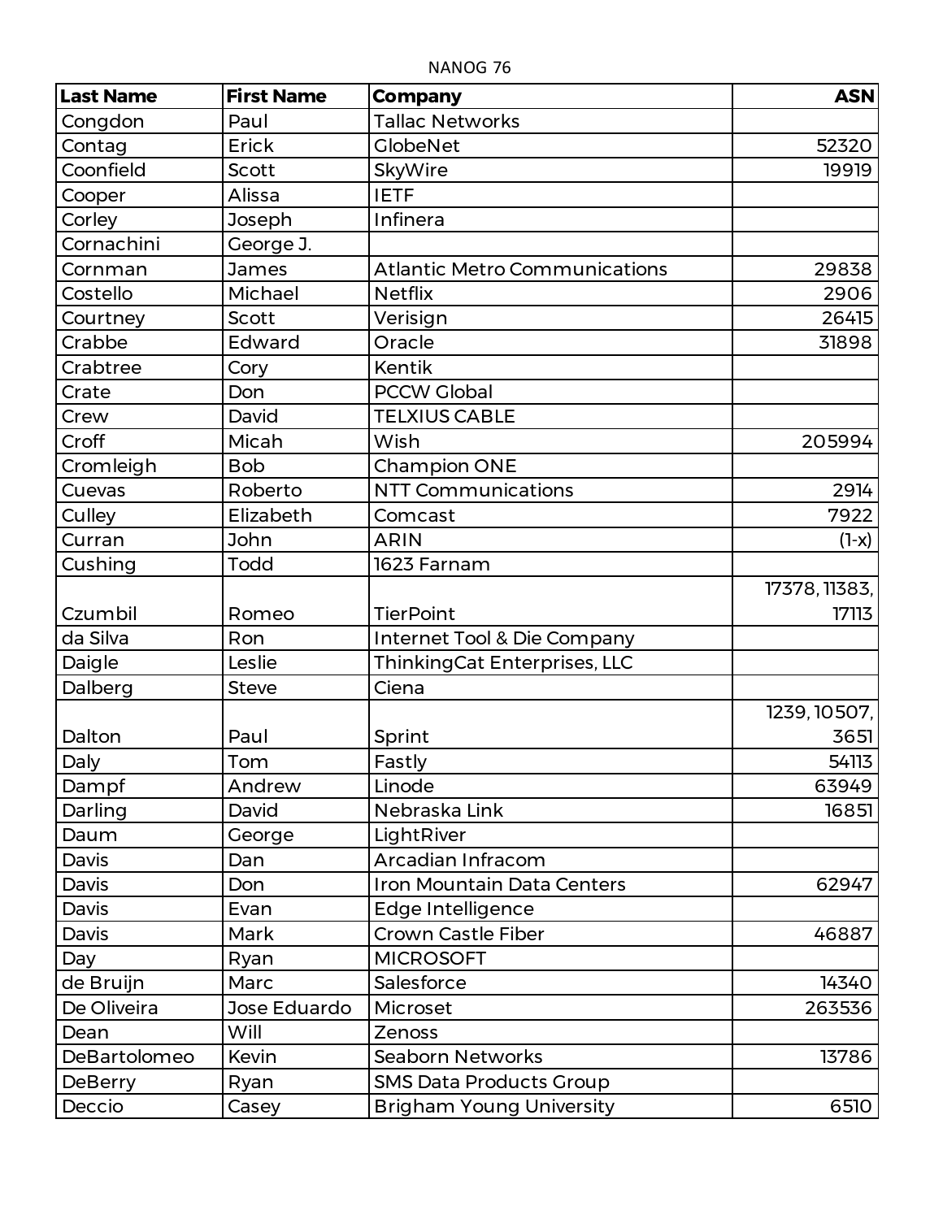NANOG 76

| Last Name | First Name | Company | ASN |
|---|---|---|---|
| Congdon | Paul | Tallac Networks | |
| Contag | Erick | GlobeNet | 52320 |
| Coonfield | Scott | SkyWire | 19919 |
| Cooper | Alissa | IETF | |
| Corley | Joseph | Infinera | |
| Cornachini | George J. | | |
| Cornman | James | Atlantic Metro Communications | 29838 |
| Costello | Michael | Netflix | 2906 |
| Courtney | Scott | Verisign | 26415 |
| Crabbe | Edward | Oracle | 31898 |
| Crabtree | Cory | Kentik | |
| Crate | Don | PCCW Global | |
| Crew | David | TELXIUS CABLE | |
| Croff | Micah | Wish | 205994 |
| Cromleigh | Bob | Champion ONE | |
| Cuevas | Roberto | NTT Communications | 2914 |
| Culley | Elizabeth | Comcast | 7922 |
| Curran | John | ARIN | (1-x) |
| Cushing | Todd | 1623 Farnam | |
| Czumbil | Romeo | TierPoint | 17378, 11383, 17113 |
| da Silva | Ron | Internet Tool & Die Company | |
| Daigle | Leslie | ThinkingCat Enterprises, LLC | |
| Dalberg | Steve | Ciena | |
| Dalton | Paul | Sprint | 1239, 10507, 3651 |
| Daly | Tom | Fastly | 54113 |
| Dampf | Andrew | Linode | 63949 |
| Darling | David | Nebraska Link | 16851 |
| Daum | George | LightRiver | |
| Davis | Dan | Arcadian Infracom | |
| Davis | Don | Iron Mountain Data Centers | 62947 |
| Davis | Evan | Edge Intelligence | |
| Davis | Mark | Crown Castle Fiber | 46887 |
| Day | Ryan | MICROSOFT | |
| de Bruijn | Marc | Salesforce | 14340 |
| De Oliveira | Jose Eduardo | Microset | 263536 |
| Dean | Will | Zenoss | |
| DeBartolomeo | Kevin | Seaborn Networks | 13786 |
| DeBerry | Ryan | SMS Data Products Group | |
| Deccio | Casey | Brigham Young University | 6510 |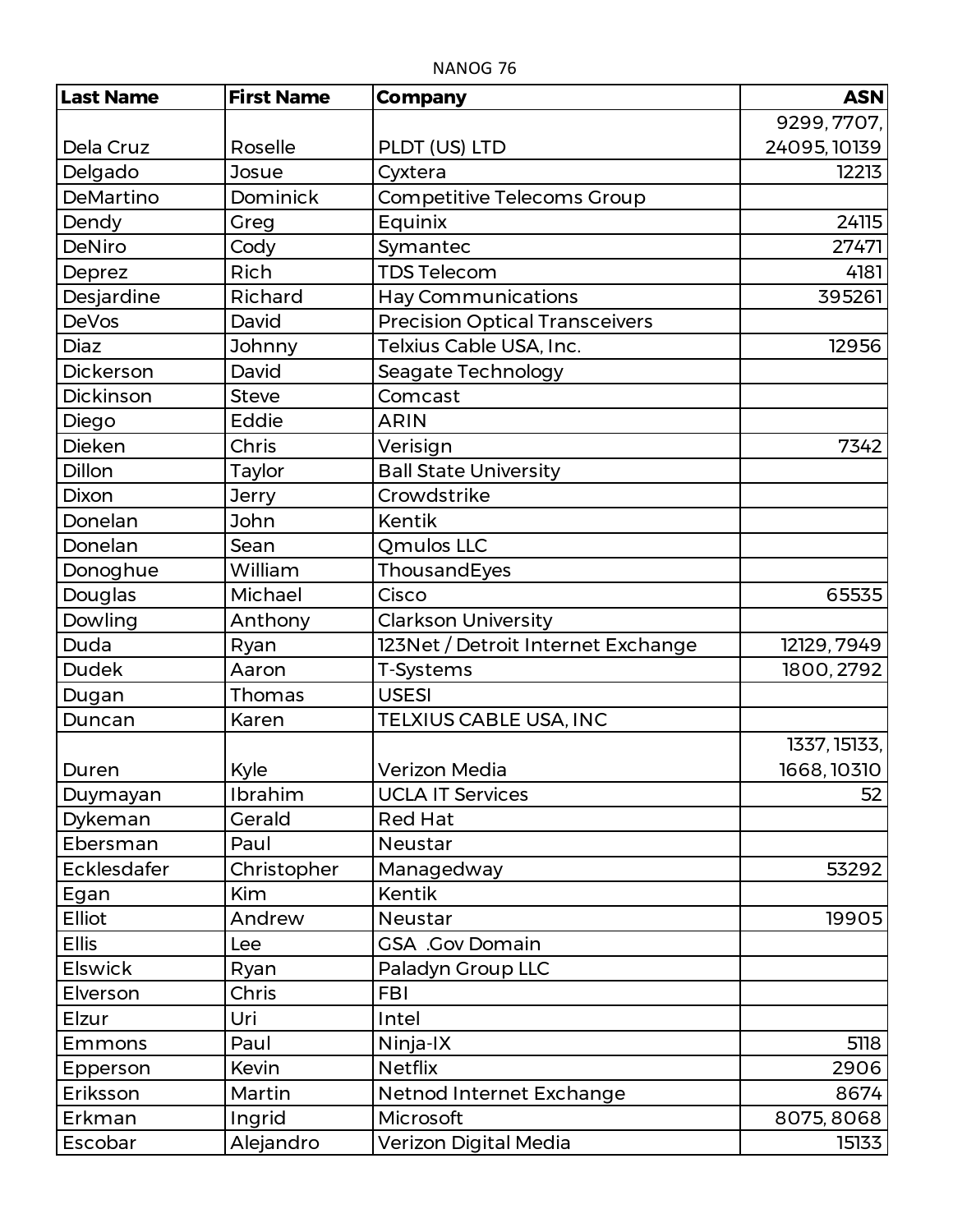NANOG 76

| Last Name | First Name | Company | ASN |
| --- | --- | --- | --- |
| Dela Cruz | Roselle | PLDT (US) LTD | 9299, 7707, 24095, 10139 |
| Delgado | Josue | Cyxtera | 12213 |
| DeMartino | Dominick | Competitive Telecoms Group | |
| Dendy | Greg | Equinix | 24115 |
| DeNiro | Cody | Symantec | 27471 |
| Deprez | Rich | TDS Telecom | 4181 |
| Desjardine | Richard | Hay Communications | 395261 |
| DeVos | David | Precision Optical Transceivers | |
| Diaz | Johnny | Telxius Cable USA, Inc. | 12956 |
| Dickerson | David | Seagate Technology | |
| Dickinson | Steve | Comcast | |
| Diego | Eddie | ARIN | |
| Dieken | Chris | Verisign | 7342 |
| Dillon | Taylor | Ball State University | |
| Dixon | Jerry | Crowdstrike | |
| Donelan | John | Kentik | |
| Donelan | Sean | Qmulos LLC | |
| Donoghue | William | ThousandEyes | |
| Douglas | Michael | Cisco | 65535 |
| Dowling | Anthony | Clarkson University | |
| Duda | Ryan | 123Net / Detroit Internet Exchange | 12129, 7949 |
| Dudek | Aaron | T-Systems | 1800, 2792 |
| Dugan | Thomas | USESI | |
| Duncan | Karen | TELXIUS CABLE USA, INC | |
| Duren | Kyle | Verizon Media | 1337, 15133, 1668, 10310 |
| Duymayan | Ibrahim | UCLA IT Services | 52 |
| Dykeman | Gerald | Red Hat | |
| Ebersman | Paul | Neustar | |
| Ecklesdafer | Christopher | Managedway | 53292 |
| Egan | Kim | Kentik | |
| Elliot | Andrew | Neustar | 19905 |
| Ellis | Lee | GSA .Gov Domain | |
| Elswick | Ryan | Paladyn Group LLC | |
| Elverson | Chris | FBI | |
| Elzur | Uri | Intel | |
| Emmons | Paul | Ninja-IX | 5118 |
| Epperson | Kevin | Netflix | 2906 |
| Eriksson | Martin | Netnod Internet Exchange | 8674 |
| Erkman | Ingrid | Microsoft | 8075, 8068 |
| Escobar | Alejandro | Verizon Digital Media | 15133 |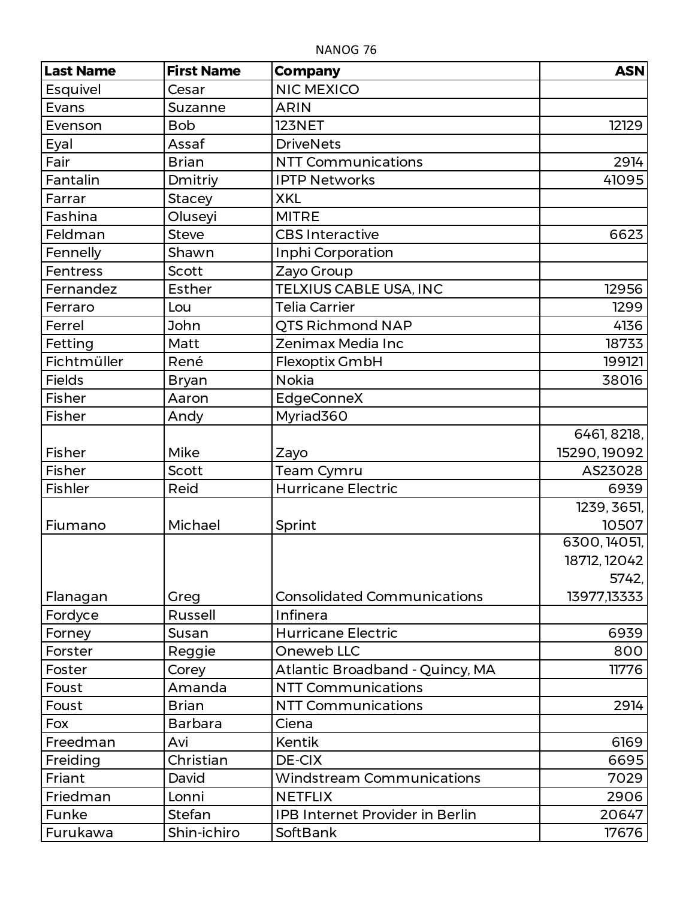NANOG 76

| Last Name | First Name | Company | ASN |
|---|---|---|---|
| Esquivel | Cesar | NIC MEXICO | |
| Evans | Suzanne | ARIN | |
| Evenson | Bob | 123NET | 12129 |
| Eyal | Assaf | DriveNets | |
| Fair | Brian | NTT Communications | 2914 |
| Fantalin | Dmitriy | IPTP Networks | 41095 |
| Farrar | Stacey | XKL | |
| Fashina | Oluseyi | MITRE | |
| Feldman | Steve | CBS Interactive | 6623 |
| Fennelly | Shawn | Inphi Corporation | |
| Fentress | Scott | Zayo Group | |
| Fernandez | Esther | TELXIUS CABLE USA, INC | 12956 |
| Ferraro | Lou | Telia Carrier | 1299 |
| Ferrel | John | QTS Richmond NAP | 4136 |
| Fetting | Matt | Zenimax Media Inc | 18733 |
| Fichtmüller | René | Flexoptix GmbH | 199121 |
| Fields | Bryan | Nokia | 38016 |
| Fisher | Aaron | EdgeConneX | |
| Fisher | Andy | Myriad360 | |
| Fisher | Mike | Zayo | 6461, 8218, 15290, 19092 |
| Fisher | Scott | Team Cymru | AS23028 |
| Fishler | Reid | Hurricane Electric | 6939 |
| Fiumano | Michael | Sprint | 1239, 3651, 10507 |
| Flanagan | Greg | Consolidated Communications | 6300, 14051, 18712, 12042 5742, 13977,13333 |
| Fordyce | Russell | Infinera | |
| Forney | Susan | Hurricane Electric | 6939 |
| Forster | Reggie | Oneweb LLC | 800 |
| Foster | Corey | Atlantic Broadband - Quincy, MA | 11776 |
| Foust | Amanda | NTT Communications | |
| Foust | Brian | NTT Communications | 2914 |
| Fox | Barbara | Ciena | |
| Freedman | Avi | Kentik | 6169 |
| Freiding | Christian | DE-CIX | 6695 |
| Friant | David | Windstream Communications | 7029 |
| Friedman | Lonni | NETFLIX | 2906 |
| Funke | Stefan | IPB Internet Provider in Berlin | 20647 |
| Furukawa | Shin-ichiro | SoftBank | 17676 |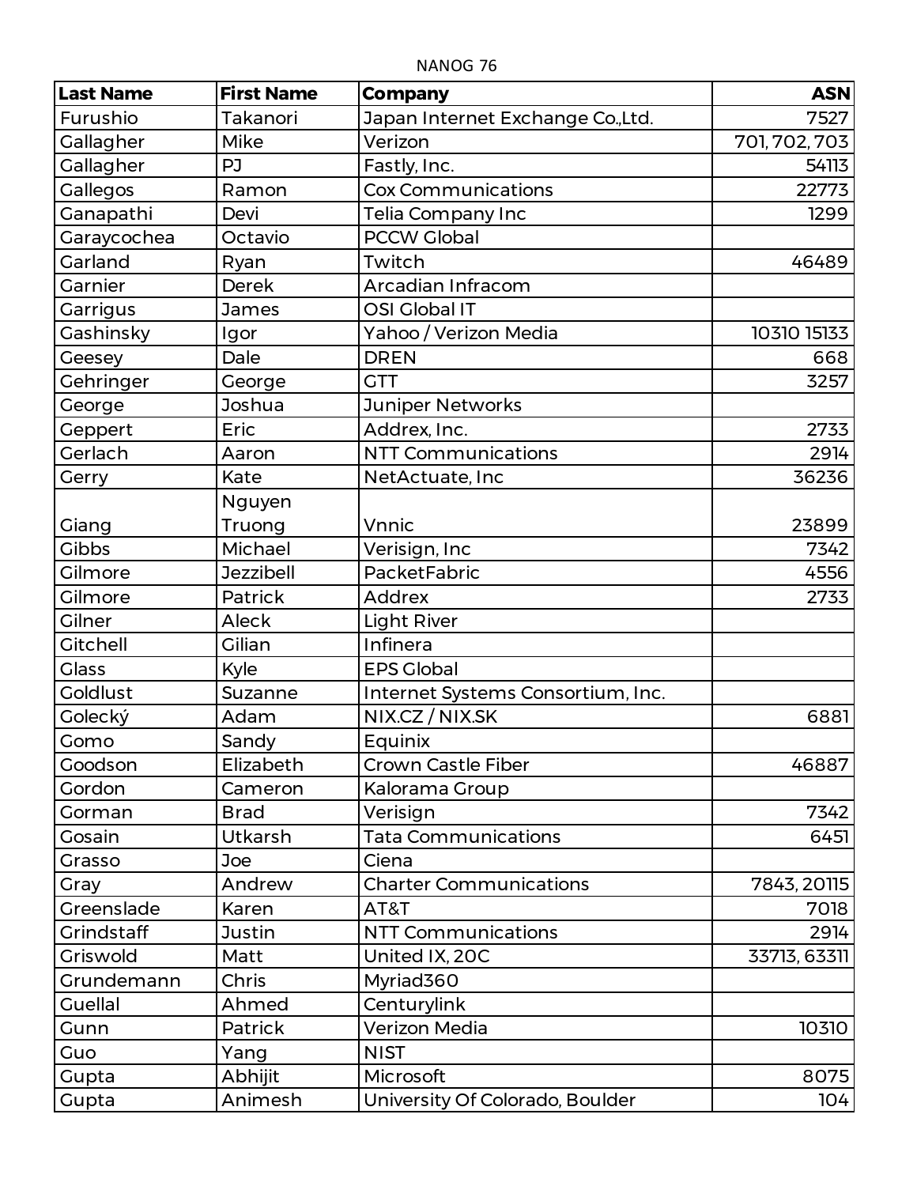NANOG 76

| Last Name | First Name | Company | ASN |
|---|---|---|---|
| Furushio | Takanori | Japan Internet Exchange Co.,Ltd. | 7527 |
| Gallagher | Mike | Verizon | 701, 702, 703 |
| Gallagher | PJ | Fastly, Inc. | 54113 |
| Gallegos | Ramon | Cox Communications | 22773 |
| Ganapathi | Devi | Telia Company Inc | 1299 |
| Garaycochea | Octavio | PCCW Global | |
| Garland | Ryan | Twitch | 46489 |
| Garnier | Derek | Arcadian Infracom | |
| Garrigus | James | OSI Global IT | |
| Gashinsky | Igor | Yahoo / Verizon Media | 10310 15133 |
| Geesey | Dale | DREN | 668 |
| Gehringer | George | GTT | 3257 |
| George | Joshua | Juniper Networks | |
| Geppert | Eric | Addrex, Inc. | 2733 |
| Gerlach | Aaron | NTT Communications | 2914 |
| Gerry | Kate | NetActuate, Inc | 36236 |
| Giang | Nguyen Truong | Vnnic | 23899 |
| Gibbs | Michael | Verisign, Inc | 7342 |
| Gilmore | Jezzibell | PacketFabric | 4556 |
| Gilmore | Patrick | Addrex | 2733 |
| Gilner | Aleck | Light River | |
| Gitchell | Gilian | Infinera | |
| Glass | Kyle | EPS Global | |
| Goldlust | Suzanne | Internet Systems Consortium, Inc. | |
| Golecký | Adam | NIX.CZ / NIX.SK | 6881 |
| Gomo | Sandy | Equinix | |
| Goodson | Elizabeth | Crown Castle Fiber | 46887 |
| Gordon | Cameron | Kalorama Group | |
| Gorman | Brad | Verisign | 7342 |
| Gosain | Utkarsh | Tata Communications | 6451 |
| Grasso | Joe | Ciena | |
| Gray | Andrew | Charter Communications | 7843, 20115 |
| Greenslade | Karen | AT&T | 7018 |
| Grindstaff | Justin | NTT Communications | 2914 |
| Griswold | Matt | United IX, 20C | 33713, 63311 |
| Grundemann | Chris | Myriad360 | |
| Guellal | Ahmed | Centurylink | |
| Gunn | Patrick | Verizon Media | 10310 |
| Guo | Yang | NIST | |
| Gupta | Abhijit | Microsoft | 8075 |
| Gupta | Animesh | University Of Colorado, Boulder | 104 |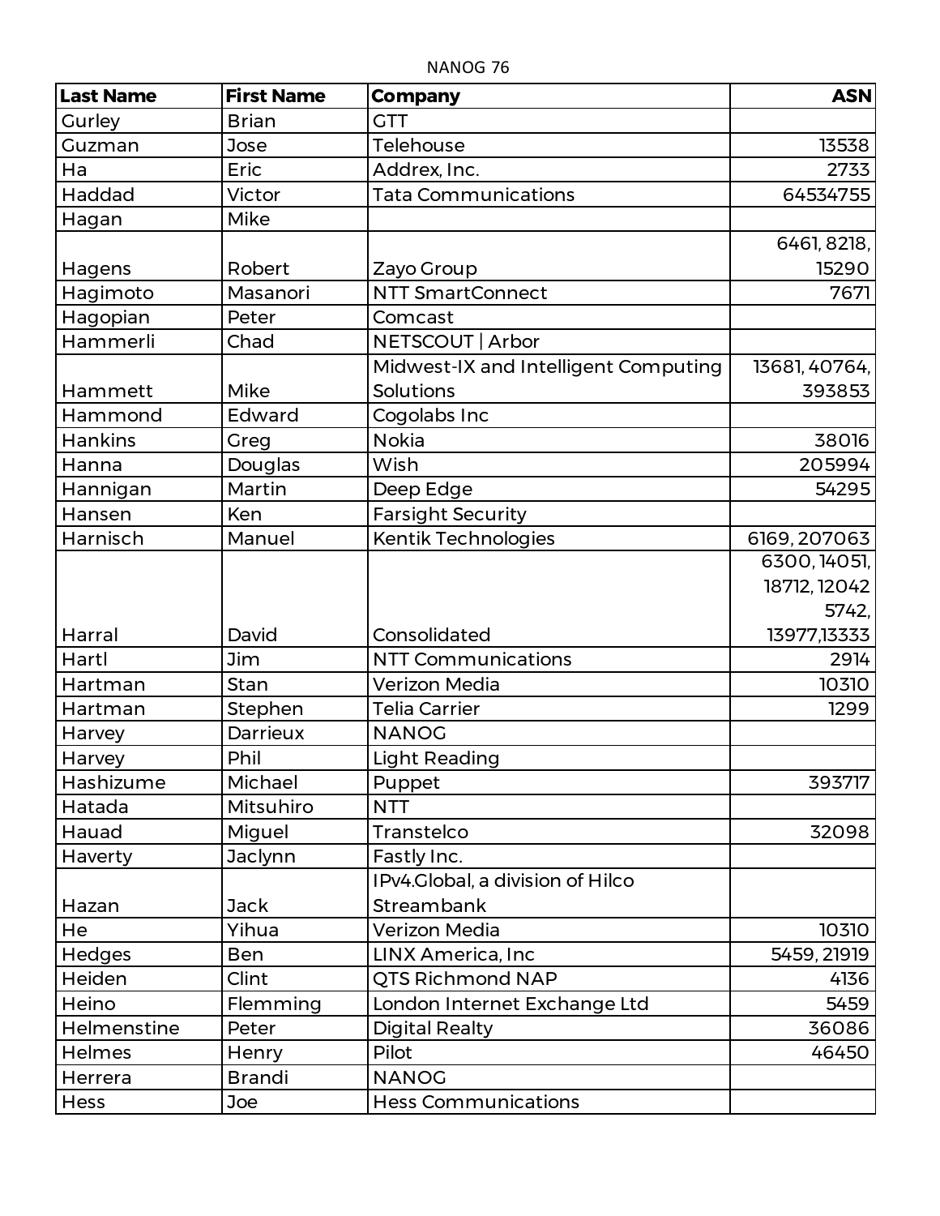NANOG 76

| Last Name | First Name | Company | ASN |
|---|---|---|---|
| Gurley | Brian | GTT | |
| Guzman | Jose | Telehouse | 13538 |
| Ha | Eric | Addrex, Inc. | 2733 |
| Haddad | Victor | Tata Communications | 64534755 |
| Hagan | Mike | | |
| Hagens | Robert | Zayo Group | 6461, 8218, 15290 |
| Hagimoto | Masanori | NTT SmartConnect | 7671 |
| Hagopian | Peter | Comcast | |
| Hammerli | Chad | NETSCOUT \| Arbor | |
| Hammett | Mike | Midwest-IX and Intelligent Computing Solutions | 13681, 40764, 393853 |
| Hammond | Edward | Cogolabs Inc | |
| Hankins | Greg | Nokia | 38016 |
| Hanna | Douglas | Wish | 205994 |
| Hannigan | Martin | Deep Edge | 54295 |
| Hansen | Ken | Farsight Security | |
| Harnisch | Manuel | Kentik Technologies | 6169, 207063 |
| Harral | David | Consolidated | 6300, 14051, 18712, 12042 5742, 13977,13333 |
| Hartl | Jim | NTT Communications | 2914 |
| Hartman | Stan | Verizon Media | 10310 |
| Hartman | Stephen | Telia Carrier | 1299 |
| Harvey | Darrieux | NANOG | |
| Harvey | Phil | Light Reading | |
| Hashizume | Michael | Puppet | 393717 |
| Hatada | Mitsuhiro | NTT | |
| Hauad | Miguel | Transtelco | 32098 |
| Haverty | Jaclynn | Fastly Inc. | |
| Hazan | Jack | IPv4.Global, a division of Hilco Streambank | |
| He | Yihua | Verizon Media | 10310 |
| Hedges | Ben | LINX America, Inc | 5459, 21919 |
| Heiden | Clint | QTS Richmond NAP | 4136 |
| Heino | Flemming | London Internet Exchange Ltd | 5459 |
| Helmenstine | Peter | Digital Realty | 36086 |
| Helmes | Henry | Pilot | 46450 |
| Herrera | Brandi | NANOG | |
| Hess | Joe | Hess Communications | |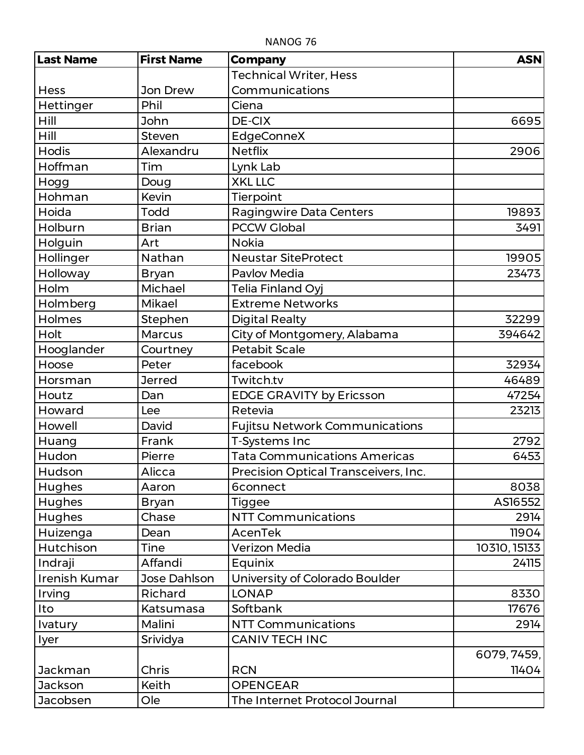NANOG 76

| Last Name | First Name | Company | ASN |
|---|---|---|---|
| Hess | Jon Drew | Technical Writer, Hess Communications | |
| Hettinger | Phil | Ciena | |
| Hill | John | DE-CIX | 6695 |
| Hill | Steven | EdgeConneX | |
| Hodis | Alexandru | Netflix | 2906 |
| Hoffman | Tim | Lynk Lab | |
| Hogg | Doug | XKL LLC | |
| Hohman | Kevin | Tierpoint | |
| Hoida | Todd | Ragingwire Data Centers | 19893 |
| Holburn | Brian | PCCW Global | 3491 |
| Holguin | Art | Nokia | |
| Hollinger | Nathan | Neustar SiteProtect | 19905 |
| Holloway | Bryan | Pavlov Media | 23473 |
| Holm | Michael | Telia Finland Oyj | |
| Holmberg | Mikael | Extreme Networks | |
| Holmes | Stephen | Digital Realty | 32299 |
| Holt | Marcus | City of Montgomery, Alabama | 394642 |
| Hooglander | Courtney | Petabit Scale | |
| Hoose | Peter | facebook | 32934 |
| Horsman | Jerred | Twitch.tv | 46489 |
| Houtz | Dan | EDGE GRAVITY by Ericsson | 47254 |
| Howard | Lee | Retevia | 23213 |
| Howell | David | Fujitsu Network Communications | |
| Huang | Frank | T-Systems Inc | 2792 |
| Hudon | Pierre | Tata Communications Americas | 6453 |
| Hudson | Alicca | Precision Optical Transceivers, Inc. | |
| Hughes | Aaron | 6connect | 8038 |
| Hughes | Bryan | Tiggee | AS16552 |
| Hughes | Chase | NTT Communications | 2914 |
| Huizenga | Dean | AcenTek | 11904 |
| Hutchison | Tine | Verizon Media | 10310, 15133 |
| Indraji | Affandi | Equinix | 24115 |
| Irenish Kumar | Jose Dahlson | University of Colorado Boulder | |
| Irving | Richard | LONAP | 8330 |
| Ito | Katsumasa | Softbank | 17676 |
| Ivatury | Malini | NTT Communications | 2914 |
| Iyer | Srividya | CANIV TECH INC | |
| Jackman | Chris | RCN | 6079, 7459, 11404 |
| Jackson | Keith | OPENGEAR | |
| Jacobsen | Ole | The Internet Protocol Journal | |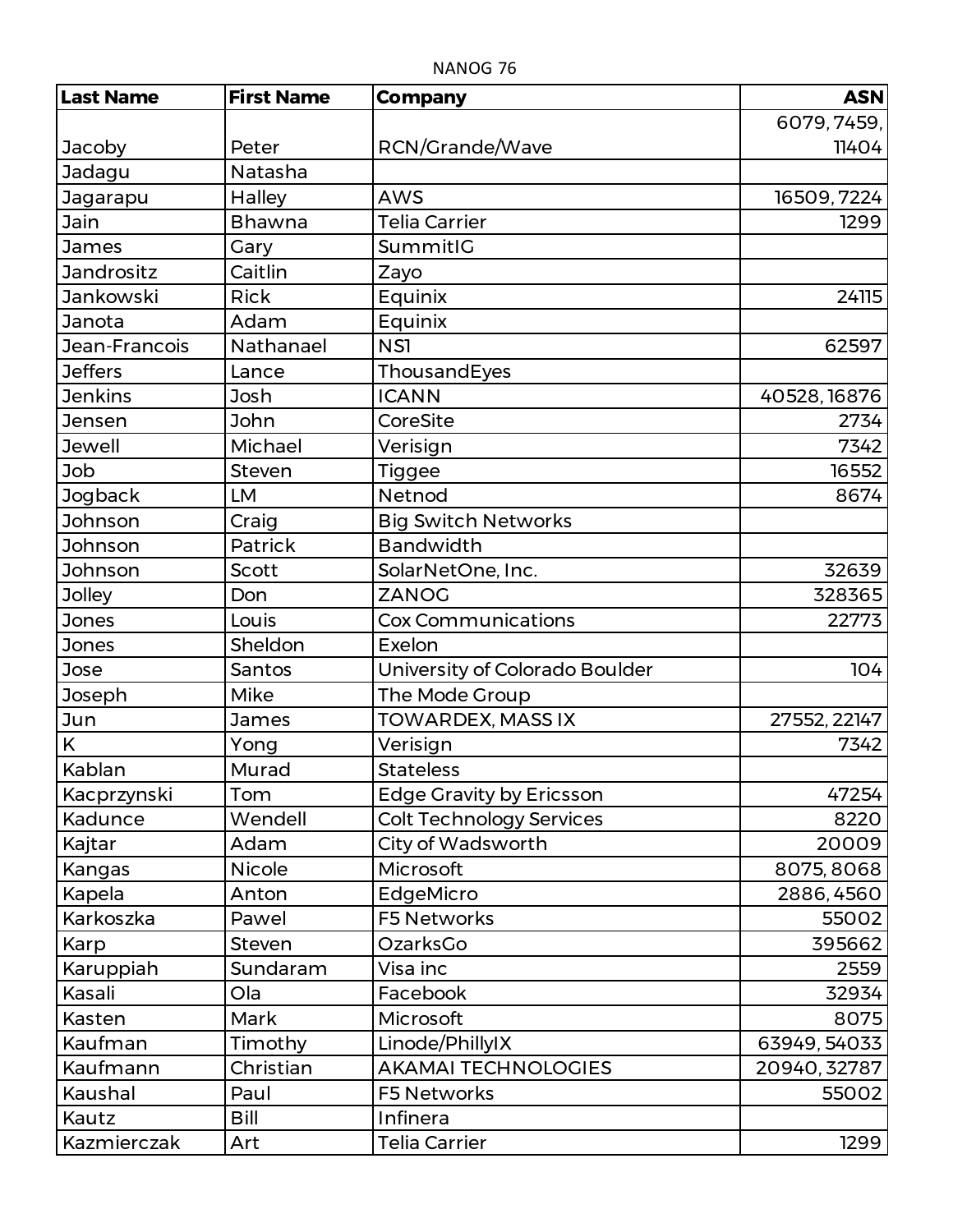NANOG 76

| Last Name | First Name | Company | ASN |
|---|---|---|---|
| Jacoby | Peter | RCN/Grande/Wave | 6079, 7459, 11404 |
| Jadagu | Natasha | | |
| Jagarapu | Halley | AWS | 16509, 7224 |
| Jain | Bhawna | Telia Carrier | 1299 |
| James | Gary | SummitIG | |
| Jandrositz | Caitlin | Zayo | |
| Jankowski | Rick | Equinix | 24115 |
| Janota | Adam | Equinix | |
| Jean-Francois | Nathanael | NS1 | 62597 |
| Jeffers | Lance | ThousandEyes | |
| Jenkins | Josh | ICANN | 40528, 16876 |
| Jensen | John | CoreSite | 2734 |
| Jewell | Michael | Verisign | 7342 |
| Job | Steven | Tiggee | 16552 |
| Jogback | LM | Netnod | 8674 |
| Johnson | Craig | Big Switch Networks | |
| Johnson | Patrick | Bandwidth | |
| Johnson | Scott | SolarNetOne, Inc. | 32639 |
| Jolley | Don | ZANOG | 328365 |
| Jones | Louis | Cox Communications | 22773 |
| Jones | Sheldon | Exelon | |
| Jose | Santos | University of Colorado Boulder | 104 |
| Joseph | Mike | The Mode Group | |
| Jun | James | TOWARDEX, MASS IX | 27552, 22147 |
| K | Yong | Verisign | 7342 |
| Kablan | Murad | Stateless | |
| Kacprzynski | Tom | Edge Gravity by Ericsson | 47254 |
| Kadunce | Wendell | Colt Technology Services | 8220 |
| Kajtar | Adam | City of Wadsworth | 20009 |
| Kangas | Nicole | Microsoft | 8075, 8068 |
| Kapela | Anton | EdgeMicro | 2886, 4560 |
| Karkoszka | Pawel | F5 Networks | 55002 |
| Karp | Steven | OzarksGo | 395662 |
| Karuppiah | Sundaram | Visa inc | 2559 |
| Kasali | Ola | Facebook | 32934 |
| Kasten | Mark | Microsoft | 8075 |
| Kaufman | Timothy | Linode/PhillyIX | 63949, 54033 |
| Kaufmann | Christian | AKAMAI TECHNOLOGIES | 20940, 32787 |
| Kaushal | Paul | F5 Networks | 55002 |
| Kautz | Bill | Infinera | |
| Kazmierczak | Art | Telia Carrier | 1299 |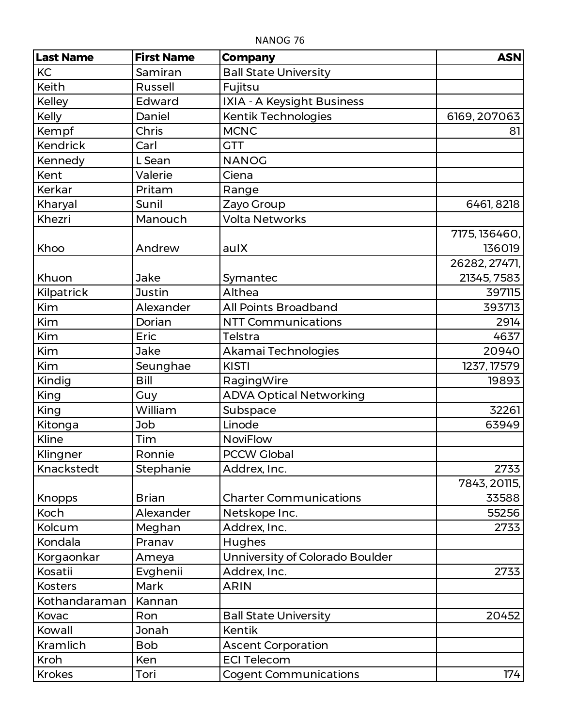NANOG 76

| Last Name | First Name | Company | ASN |
|---|---|---|---|
| KC | Samiran | Ball State University | |
| Keith | Russell | Fujitsu | |
| Kelley | Edward | IXIA - A Keysight Business | |
| Kelly | Daniel | Kentik Technologies | 6169, 207063 |
| Kempf | Chris | MCNC | 81 |
| Kendrick | Carl | GTT | |
| Kennedy | L Sean | NANOG | |
| Kent | Valerie | Ciena | |
| Kerkar | Pritam | Range | |
| Kharyal | Sunil | Zayo Group | 6461, 8218 |
| Khezri | Manouch | Volta Networks | |
| Khoo | Andrew | auIX | 7175, 136460, 136019 |
| Khuon | Jake | Symantec | 26282, 27471, 21345, 7583 |
| Kilpatrick | Justin | Althea | 397115 |
| Kim | Alexander | All Points Broadband | 393713 |
| Kim | Dorian | NTT Communications | 2914 |
| Kim | Eric | Telstra | 4637 |
| Kim | Jake | Akamai Technologies | 20940 |
| Kim | Seunghae | KISTI | 1237, 17579 |
| Kindig | Bill | RagingWire | 19893 |
| King | Guy | ADVA Optical Networking | |
| King | William | Subspace | 32261 |
| Kitonga | Job | Linode | 63949 |
| Kline | Tim | NoviFlow | |
| Klingner | Ronnie | PCCW Global | |
| Knackstedt | Stephanie | Addrex, Inc. | 2733 |
| Knopps | Brian | Charter Communications | 7843, 20115, 33588 |
| Koch | Alexander | Netskope Inc. | 55256 |
| Kolcum | Meghan | Addrex, Inc. | 2733 |
| Kondala | Pranav | Hughes | |
| Korgaonkar | Ameya | Unniversity of Colorado Boulder | |
| Kosatii | Evghenii | Addrex, Inc. | 2733 |
| Kosters | Mark | ARIN | |
| Kothandaraman | Kannan | | |
| Kovac | Ron | Ball State University | 20452 |
| Kowall | Jonah | Kentik | |
| Kramlich | Bob | Ascent Corporation | |
| Kroh | Ken | ECI Telecom | |
| Krokes | Tori | Cogent Communications | 174 |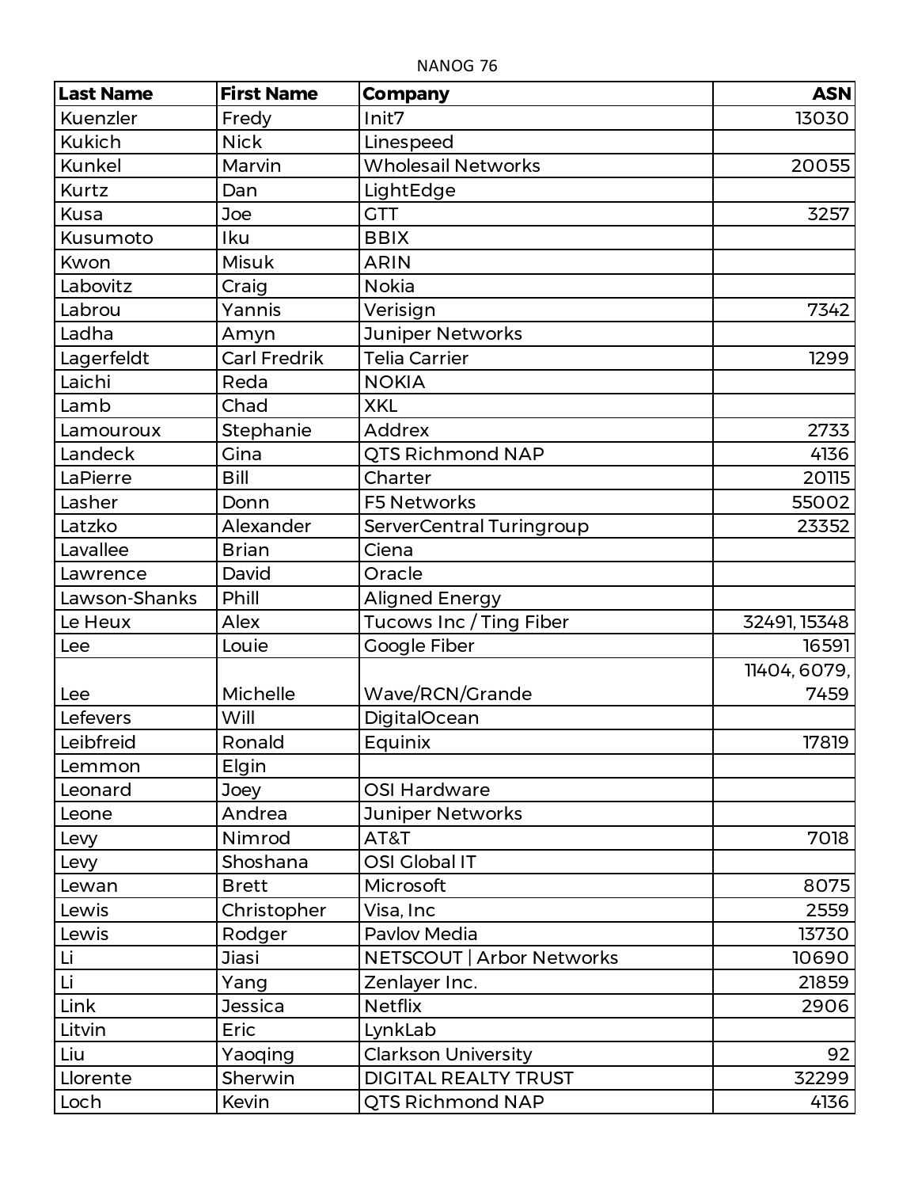NANOG 76

| Last Name | First Name | Company | ASN |
|---|---|---|---|
| Kuenzler | Fredy | Init7 | 13030 |
| Kukich | Nick | Linespeed | |
| Kunkel | Marvin | Wholesail Networks | 20055 |
| Kurtz | Dan | LightEdge | |
| Kusa | Joe | GTT | 3257 |
| Kusumoto | Iku | BBIX | |
| Kwon | Misuk | ARIN | |
| Labovitz | Craig | Nokia | |
| Labrou | Yannis | Verisign | 7342 |
| Ladha | Amyn | Juniper Networks | |
| Lagerfeldt | Carl Fredrik | Telia Carrier | 1299 |
| Laichi | Reda | NOKIA | |
| Lamb | Chad | XKL | |
| Lamouroux | Stephanie | Addrex | 2733 |
| Landeck | Gina | QTS Richmond NAP | 4136 |
| LaPierre | Bill | Charter | 20115 |
| Lasher | Donn | F5 Networks | 55002 |
| Latzko | Alexander | ServerCentral Turingroup | 23352 |
| Lavallee | Brian | Ciena | |
| Lawrence | David | Oracle | |
| Lawson-Shanks | Phill | Aligned Energy | |
| Le Heux | Alex | Tucows Inc / Ting Fiber | 32491, 15348 |
| Lee | Louie | Google Fiber | 16591 |
| Lee | Michelle | Wave/RCN/Grande | 11404, 6079, 7459 |
| Lefevers | Will | DigitalOcean | |
| Leibfreid | Ronald | Equinix | 17819 |
| Lemmon | Elgin | | |
| Leonard | Joey | OSI Hardware | |
| Leone | Andrea | Juniper Networks | |
| Levy | Nimrod | AT&T | 7018 |
| Levy | Shoshana | OSI Global IT | |
| Lewan | Brett | Microsoft | 8075 |
| Lewis | Christopher | Visa, Inc | 2559 |
| Lewis | Rodger | Pavlov Media | 13730 |
| Li | Jiasi | NETSCOUT \| Arbor Networks | 10690 |
| Li | Yang | Zenlayer Inc. | 21859 |
| Link | Jessica | Netflix | 2906 |
| Litvin | Eric | LynkLab | |
| Liu | Yaoqing | Clarkson University | 92 |
| Llorente | Sherwin | DIGITAL REALTY TRUST | 32299 |
| Loch | Kevin | QTS Richmond NAP | 4136 |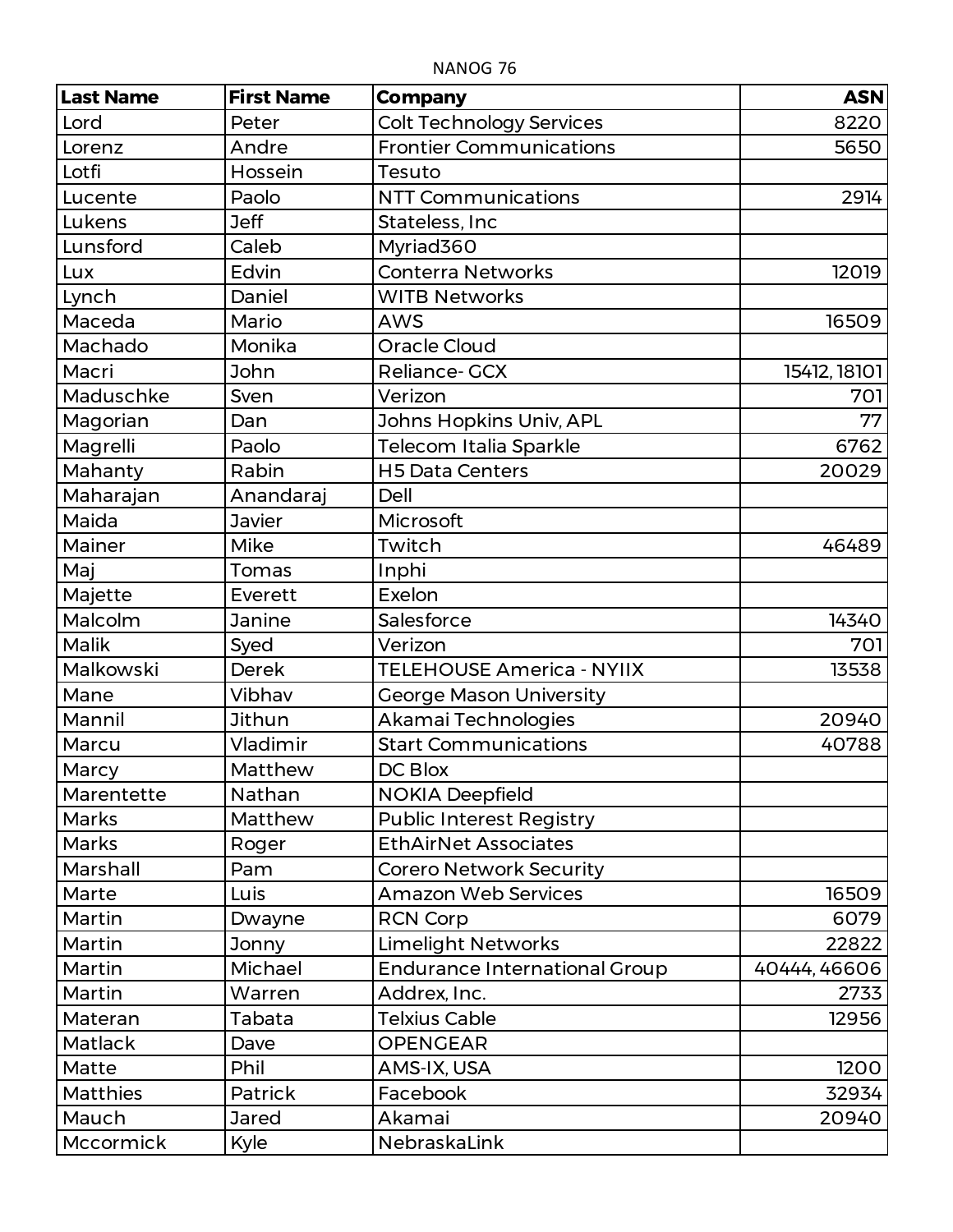NANOG 76

| Last Name | First Name | Company | ASN |
|---|---|---|---|
| Lord | Peter | Colt Technology Services | 8220 |
| Lorenz | Andre | Frontier Communications | 5650 |
| Lotfi | Hossein | Tesuto | |
| Lucente | Paolo | NTT Communications | 2914 |
| Lukens | Jeff | Stateless, Inc | |
| Lunsford | Caleb | Myriad360 | |
| Lux | Edvin | Conterra Networks | 12019 |
| Lynch | Daniel | WITB Networks | |
| Maceda | Mario | AWS | 16509 |
| Machado | Monika | Oracle Cloud | |
| Macri | John | Reliance- GCX | 15412, 18101 |
| Maduschke | Sven | Verizon | 701 |
| Magorian | Dan | Johns Hopkins Univ, APL | 77 |
| Magrelli | Paolo | Telecom Italia Sparkle | 6762 |
| Mahanty | Rabin | H5 Data Centers | 20029 |
| Maharajan | Anandaraj | Dell | |
| Maida | Javier | Microsoft | |
| Mainer | Mike | Twitch | 46489 |
| Maj | Tomas | Inphi | |
| Majette | Everett | Exelon | |
| Malcolm | Janine | Salesforce | 14340 |
| Malik | Syed | Verizon | 701 |
| Malkowski | Derek | TELEHOUSE America - NYIIX | 13538 |
| Mane | Vibhav | George Mason University | |
| Mannil | Jithun | Akamai Technologies | 20940 |
| Marcu | Vladimir | Start Communications | 40788 |
| Marcy | Matthew | DC Blox | |
| Marentette | Nathan | NOKIA Deepfield | |
| Marks | Matthew | Public Interest Registry | |
| Marks | Roger | EthAirNet Associates | |
| Marshall | Pam | Corero Network Security | |
| Marte | Luis | Amazon Web Services | 16509 |
| Martin | Dwayne | RCN Corp | 6079 |
| Martin | Jonny | Limelight Networks | 22822 |
| Martin | Michael | Endurance International Group | 40444, 46606 |
| Martin | Warren | Addrex, Inc. | 2733 |
| Materan | Tabata | Telxius Cable | 12956 |
| Matlack | Dave | OPENGEAR | |
| Matte | Phil | AMS-IX, USA | 1200 |
| Matthies | Patrick | Facebook | 32934 |
| Mauch | Jared | Akamai | 20940 |
| Mccormick | Kyle | NebraskaLink | |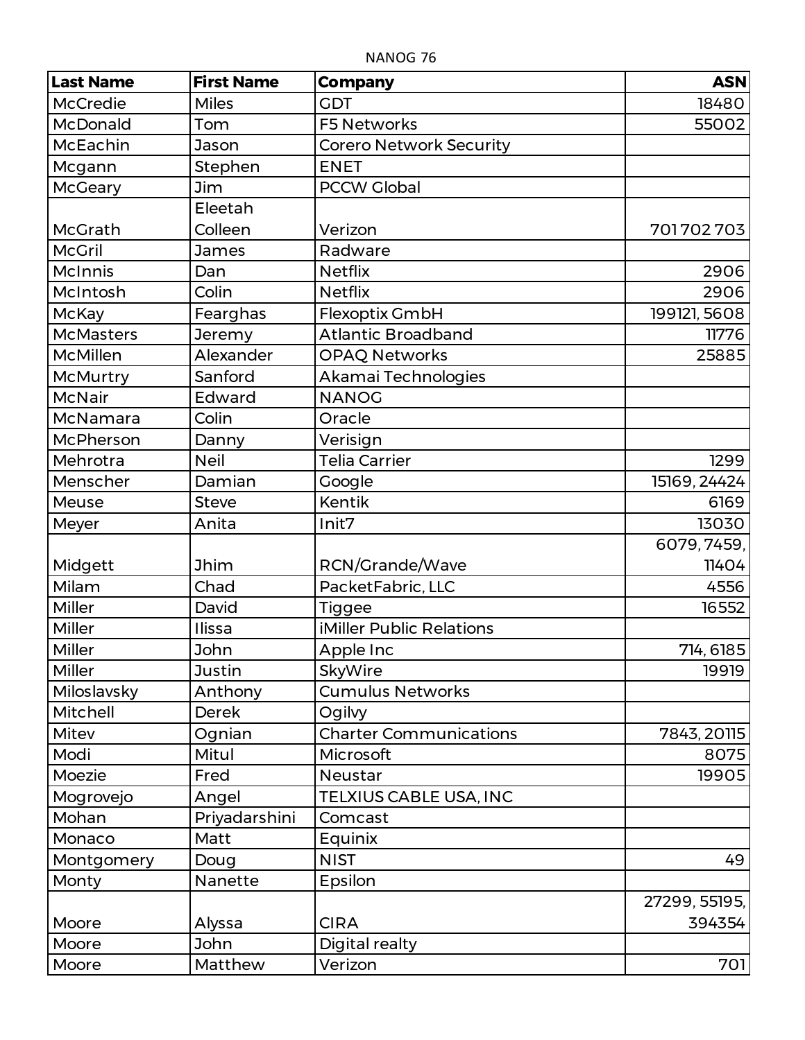NANOG 76

| Last Name | First Name | Company | ASN |
|---|---|---|---|
| McCredie | Miles | GDT | 18480 |
| McDonald | Tom | F5 Networks | 55002 |
| McEachin | Jason | Corero Network Security | |
| Mcgann | Stephen | ENET | |
| McGeary | Jim | PCCW Global | |
| McGrath | Eleetah Colleen | Verizon | 701 702 703 |
| McGril | James | Radware | |
| McInnis | Dan | Netflix | 2906 |
| McIntosh | Colin | Netflix | 2906 |
| McKay | Fearghas | Flexoptix GmbH | 199121, 5608 |
| McMasters | Jeremy | Atlantic Broadband | 11776 |
| McMillen | Alexander | OPAQ Networks | 25885 |
| McMurtry | Sanford | Akamai Technologies | |
| McNair | Edward | NANOG | |
| McNamara | Colin | Oracle | |
| McPherson | Danny | Verisign | |
| Mehrotra | Neil | Telia Carrier | 1299 |
| Menscher | Damian | Google | 15169, 24424 |
| Meuse | Steve | Kentik | 6169 |
| Meyer | Anita | Init7 | 13030 |
| Midgett | Jhim | RCN/Grande/Wave | 6079, 7459, 11404 |
| Milam | Chad | PacketFabric, LLC | 4556 |
| Miller | David | Tiggee | 16552 |
| Miller | Ilissa | iMiller Public Relations | |
| Miller | John | Apple Inc | 714, 6185 |
| Miller | Justin | SkyWire | 19919 |
| Miloslavsky | Anthony | Cumulus Networks | |
| Mitchell | Derek | Ogilvy | |
| Mitev | Ognian | Charter Communications | 7843, 20115 |
| Modi | Mitul | Microsoft | 8075 |
| Moezie | Fred | Neustar | 19905 |
| Mogrovejo | Angel | TELXIUS CABLE USA, INC | |
| Mohan | Priyadarshini | Comcast | |
| Monaco | Matt | Equinix | |
| Montgomery | Doug | NIST | 49 |
| Monty | Nanette | Epsilon | |
| Moore | Alyssa | CIRA | 27299, 55195, 394354 |
| Moore | John | Digital realty | |
| Moore | Matthew | Verizon | 701 |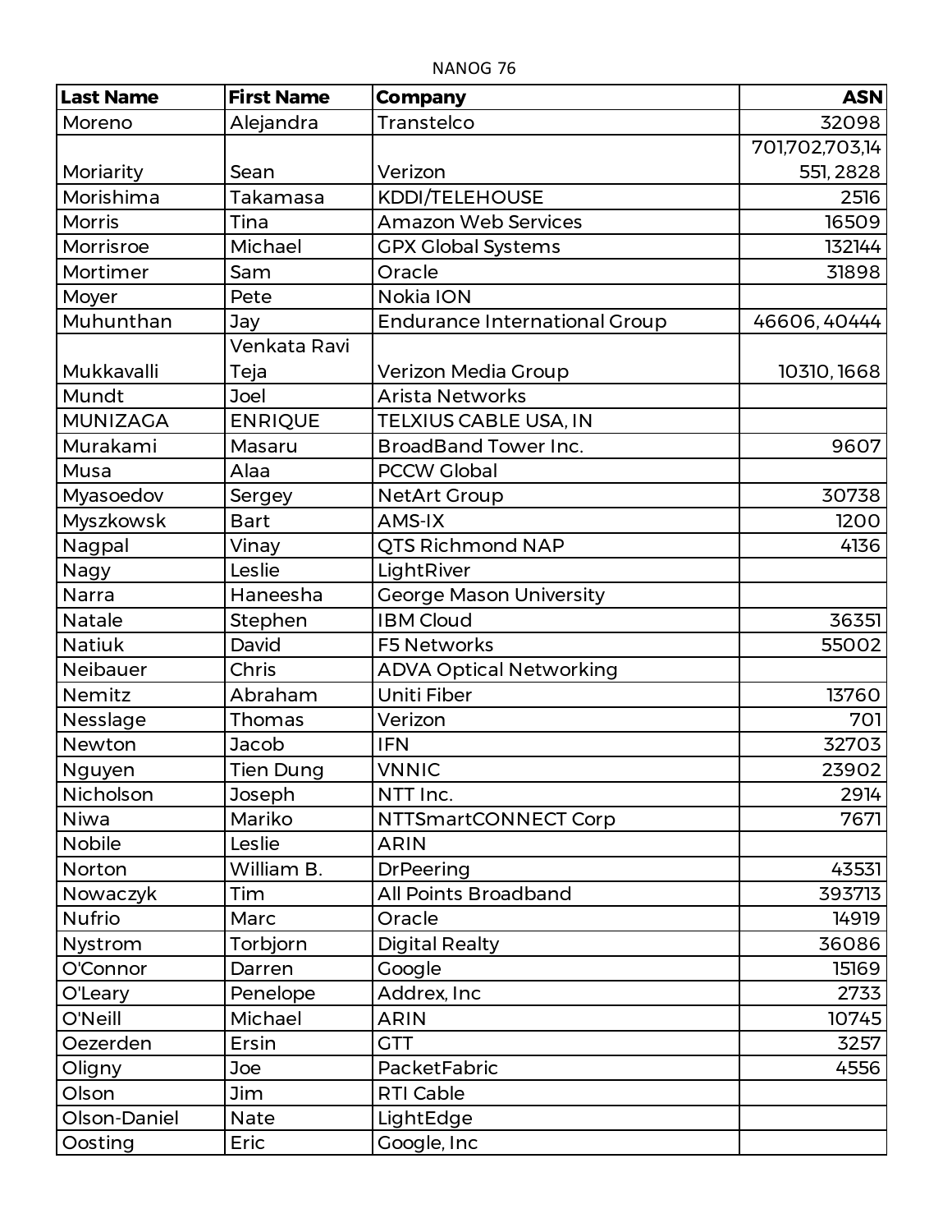NANOG 76

| Last Name | First Name | Company | ASN |
|---|---|---|---|
| Moreno | Alejandra | Transtelco | 32098 |
| Moriarty | Sean | Verizon | 701,702,703,14551, 2828 |
| Morishima | Takamasa | KDDI/TELEHOUSE | 2516 |
| Morris | Tina | Amazon Web Services | 16509 |
| Morrisroe | Michael | GPX Global Systems | 132144 |
| Mortimer | Sam | Oracle | 31898 |
| Moyer | Pete | Nokia ION | |
| Muhunthan | Jay | Endurance International Group | 46606, 40444 |
| Mukkavalli | Venkata Ravi Teja | Verizon Media Group | 10310, 1668 |
| Mundt | Joel | Arista Networks | |
| MUNIZAGA | ENRIQUE | TELXIUS CABLE USA, IN | |
| Murakami | Masaru | BroadBand Tower Inc. | 9607 |
| Musa | Alaa | PCCW Global | |
| Myasoedov | Sergey | NetArt Group | 30738 |
| Myszkowsk | Bart | AMS-IX | 1200 |
| Nagpal | Vinay | QTS Richmond NAP | 4136 |
| Nagy | Leslie | LightRiver | |
| Narra | Haneesha | George Mason University | |
| Natale | Stephen | IBM Cloud | 36351 |
| Natiuk | David | F5 Networks | 55002 |
| Neibauer | Chris | ADVA Optical Networking | |
| Nemitz | Abraham | Uniti Fiber | 13760 |
| Nesslage | Thomas | Verizon | 701 |
| Newton | Jacob | IFN | 32703 |
| Nguyen | Tien Dung | VNNIC | 23902 |
| Nicholson | Joseph | NTT Inc. | 2914 |
| Niwa | Mariko | NTTSmartCONNECT Corp | 7671 |
| Nobile | Leslie | ARIN | |
| Norton | William B. | DrPeering | 43531 |
| Nowaczyk | Tim | All Points Broadband | 393713 |
| Nufrio | Marc | Oracle | 14919 |
| Nystrom | Torbjorn | Digital Realty | 36086 |
| O'Connor | Darren | Google | 15169 |
| O'Leary | Penelope | Addrex, Inc | 2733 |
| O'Neill | Michael | ARIN | 10745 |
| Oezerden | Ersin | GTT | 3257 |
| Oligny | Joe | PacketFabric | 4556 |
| Olson | Jim | RTI Cable | |
| Olson-Daniel | Nate | LightEdge | |
| Oosting | Eric | Google, Inc | |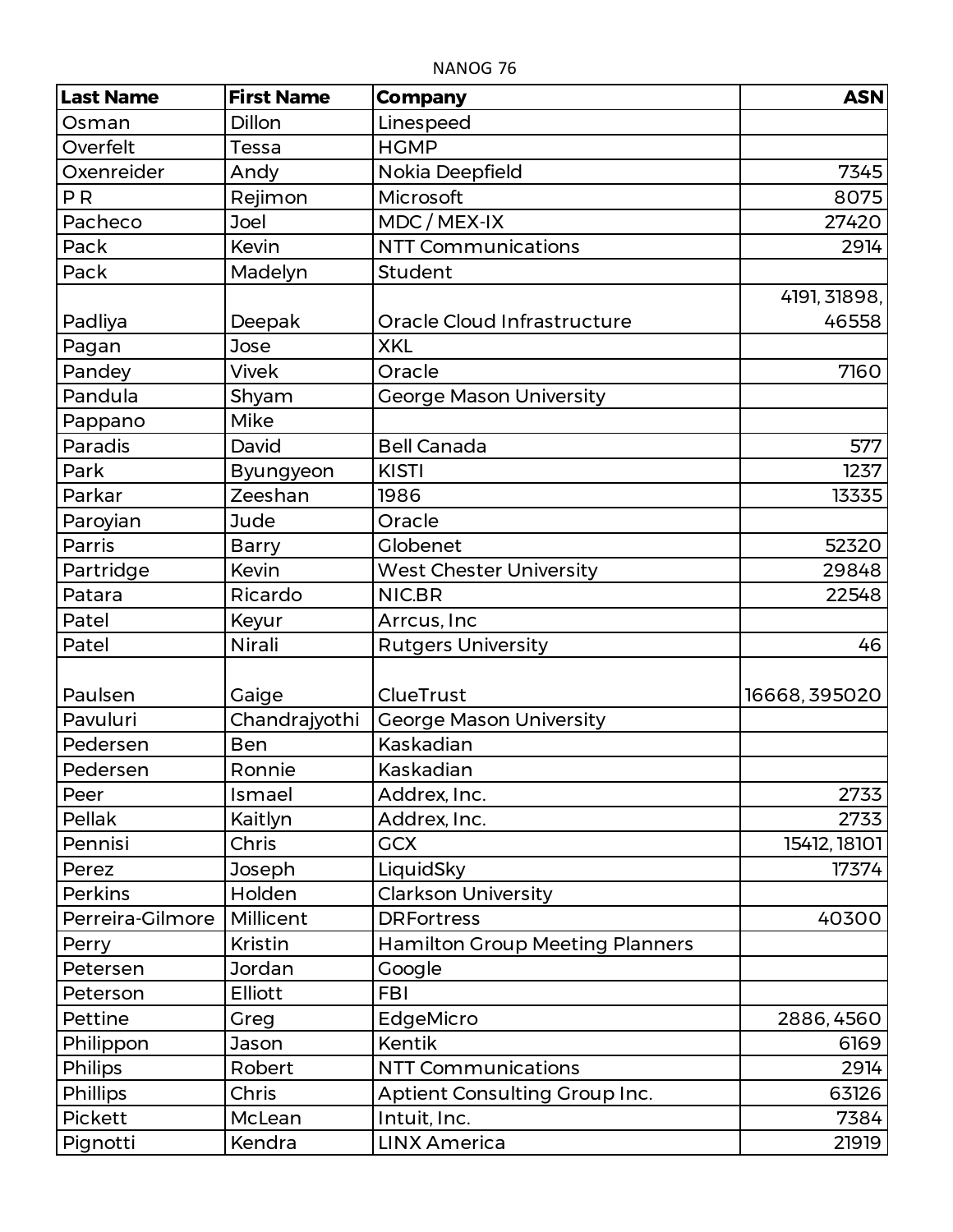NANOG 76

| Last Name | First Name | Company | ASN |
|---|---|---|---|
| Osman | Dillon | Linespeed | |
| Overfelt | Tessa | HGMP | |
| Oxenreider | Andy | Nokia Deepfield | 7345 |
| P R | Rejimon | Microsoft | 8075 |
| Pacheco | Joel | MDC / MEX-IX | 27420 |
| Pack | Kevin | NTT Communications | 2914 |
| Pack | Madelyn | Student | |
| Padliya | Deepak | Oracle Cloud Infrastructure | 4191, 31898, 46558 |
| Pagan | Jose | XKL | |
| Pandey | Vivek | Oracle | 7160 |
| Pandula | Shyam | George Mason University | |
| Pappano | Mike | | |
| Paradis | David | Bell Canada | 577 |
| Park | Byungyeon | KISTI | 1237 |
| Parkar | Zeeshan | 1986 | 13335 |
| Paroyian | Jude | Oracle | |
| Parris | Barry | Globenet | 52320 |
| Partridge | Kevin | West Chester University | 29848 |
| Patara | Ricardo | NIC.BR | 22548 |
| Patel | Keyur | Arrcus, Inc | |
| Patel | Nirali | Rutgers University | 46 |
| Paulsen | Gaige | ClueTrust | 16668, 395020 |
| Pavuluri | Chandrajyothi | George Mason University | |
| Pedersen | Ben | Kaskadian | |
| Pedersen | Ronnie | Kaskadian | |
| Peer | Ismael | Addrex, Inc. | 2733 |
| Pellak | Kaitlyn | Addrex, Inc. | 2733 |
| Pennisi | Chris | GCX | 15412, 18101 |
| Perez | Joseph | LiquidSky | 17374 |
| Perkins | Holden | Clarkson University | |
| Perreira-Gilmore | Millicent | DRFortress | 40300 |
| Perry | Kristin | Hamilton Group Meeting Planners | |
| Petersen | Jordan | Google | |
| Peterson | Elliott | FBI | |
| Pettine | Greg | EdgeMicro | 2886, 4560 |
| Philippon | Jason | Kentik | 6169 |
| Philips | Robert | NTT Communications | 2914 |
| Phillips | Chris | Aptient Consulting Group Inc. | 63126 |
| Pickett | McLean | Intuit, Inc. | 7384 |
| Pignotti | Kendra | LINX America | 21919 |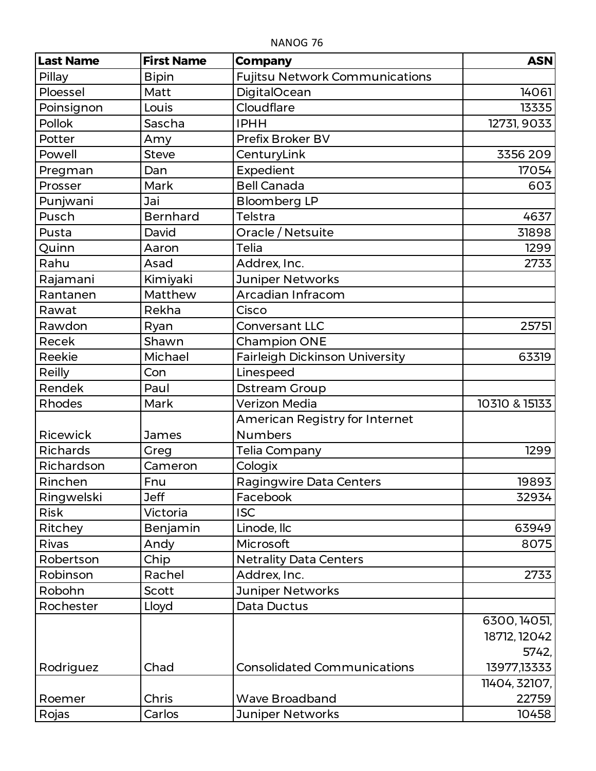NANOG 76

| Last Name | First Name | Company | ASN |
|---|---|---|---|
| Pillay | Bipin | Fujitsu Network Communications | |
| Ploessel | Matt | DigitalOcean | 14061 |
| Poinsignon | Louis | Cloudflare | 13335 |
| Pollok | Sascha | IPHH | 12731, 9033 |
| Potter | Amy | Prefix Broker BV | |
| Powell | Steve | CenturyLink | 3356 209 |
| Pregman | Dan | Expedient | 17054 |
| Prosser | Mark | Bell Canada | 603 |
| Punjwani | Jai | Bloomberg LP | |
| Pusch | Bernhard | Telstra | 4637 |
| Pusta | David | Oracle / Netsuite | 31898 |
| Quinn | Aaron | Telia | 1299 |
| Rahu | Asad | Addrex, Inc. | 2733 |
| Rajamani | Kimiyaki | Juniper Networks | |
| Rantanen | Matthew | Arcadian Infracom | |
| Rawat | Rekha | Cisco | |
| Rawdon | Ryan | Conversant LLC | 25751 |
| Recek | Shawn | Champion ONE | |
| Reekie | Michael | Fairleigh Dickinson University | 63319 |
| Reilly | Con | Linespeed | |
| Rendek | Paul | Dstream Group | |
| Rhodes | Mark | Verizon Media | 10310 & 15133 |
| Ricewick | James | American Registry for Internet Numbers | |
| Richards | Greg | Telia Company | 1299 |
| Richardson | Cameron | Cologix | |
| Rinchen | Fnu | Ragingwire Data Centers | 19893 |
| Ringwelski | Jeff | Facebook | 32934 |
| Risk | Victoria | ISC | |
| Ritchey | Benjamin | Linode, llc | 63949 |
| Rivas | Andy | Microsoft | 8075 |
| Robertson | Chip | Netrality Data Centers | |
| Robinson | Rachel | Addrex, Inc. | 2733 |
| Robohn | Scott | Juniper Networks | |
| Rochester | Lloyd | Data Ductus | |
| Rodriguez | Chad | Consolidated Communications | 6300, 14051, 18712, 12042 5742, 13977,13333 |
| Roemer | Chris | Wave Broadband | 11404, 32107, 22759 |
| Rojas | Carlos | Juniper Networks | 10458 |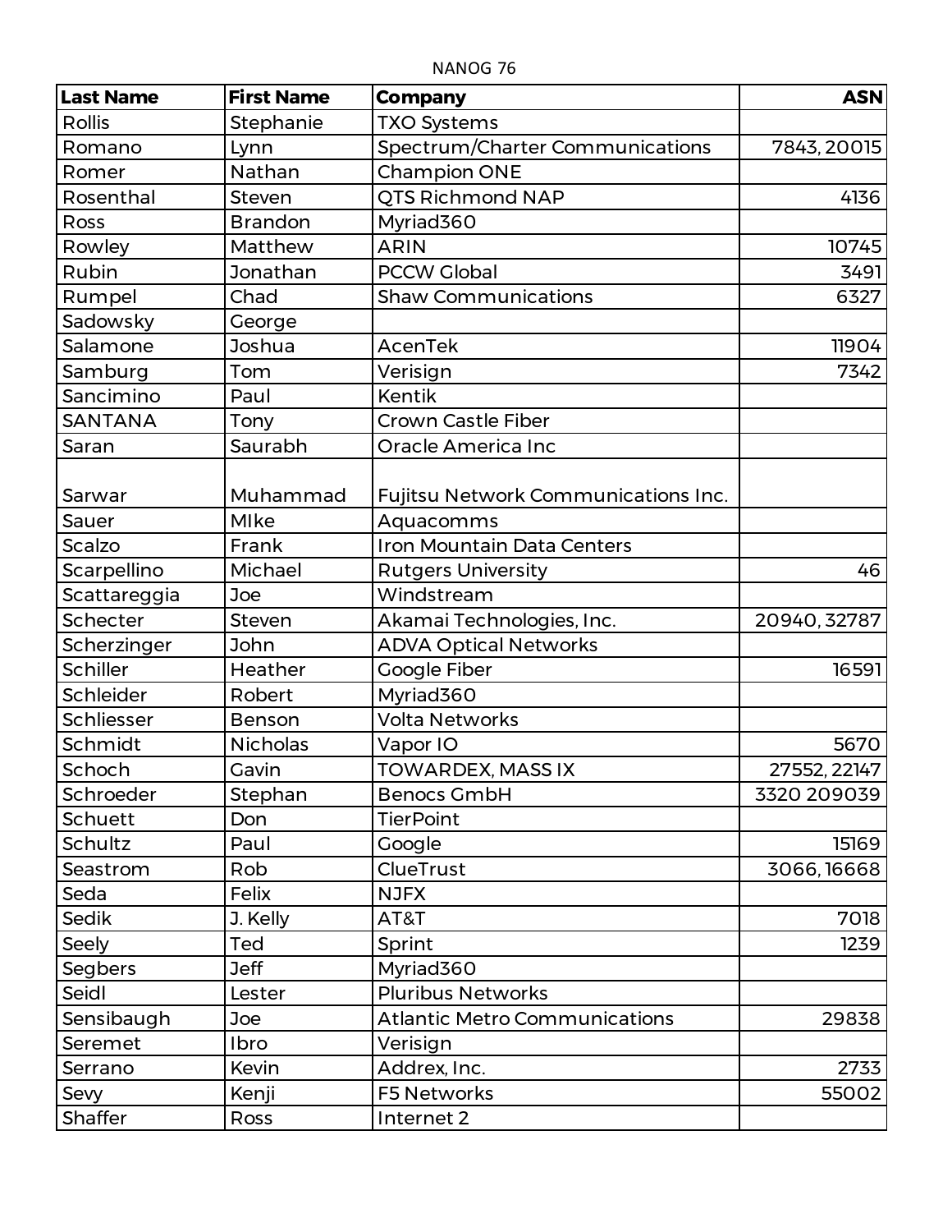NANOG 76

| Last Name | First Name | Company | ASN |
|---|---|---|---|
| Rollis | Stephanie | TXO Systems | |
| Romano | Lynn | Spectrum/Charter Communications | 7843, 20015 |
| Romer | Nathan | Champion ONE | |
| Rosenthal | Steven | QTS Richmond NAP | 4136 |
| Ross | Brandon | Myriad360 | |
| Rowley | Matthew | ARIN | 10745 |
| Rubin | Jonathan | PCCW Global | 3491 |
| Rumpel | Chad | Shaw Communications | 6327 |
| Sadowsky | George | | |
| Salamone | Joshua | AcenTek | 11904 |
| Samburg | Tom | Verisign | 7342 |
| Sancimino | Paul | Kentik | |
| SANTANA | Tony | Crown Castle Fiber | |
| Saran | Saurabh | Oracle America Inc | |
| Sarwar | Muhammad | Fujitsu Network Communications Inc. | |
| Sauer | MIke | Aquacomms | |
| Scalzo | Frank | Iron Mountain Data Centers | |
| Scarpellino | Michael | Rutgers University | 46 |
| Scattareggia | Joe | Windstream | |
| Schecter | Steven | Akamai Technologies, Inc. | 20940, 32787 |
| Scherzinger | John | ADVA Optical Networks | |
| Schiller | Heather | Google Fiber | 16591 |
| Schleider | Robert | Myriad360 | |
| Schliesser | Benson | Volta Networks | |
| Schmidt | Nicholas | Vapor IO | 5670 |
| Schoch | Gavin | TOWARDEX, MASS IX | 27552, 22147 |
| Schroeder | Stephan | Benocs GmbH | 3320 209039 |
| Schuett | Don | TierPoint | |
| Schultz | Paul | Google | 15169 |
| Seastrom | Rob | ClueTrust | 3066, 16668 |
| Seda | Felix | NJFX | |
| Sedik | J. Kelly | AT&T | 7018 |
| Seely | Ted | Sprint | 1239 |
| Segbers | Jeff | Myriad360 | |
| Seidl | Lester | Pluribus Networks | |
| Sensibaugh | Joe | Atlantic Metro Communications | 29838 |
| Seremet | Ibro | Verisign | |
| Serrano | Kevin | Addrex, Inc. | 2733 |
| Sevy | Kenji | F5 Networks | 55002 |
| Shaffer | Ross | Internet 2 | |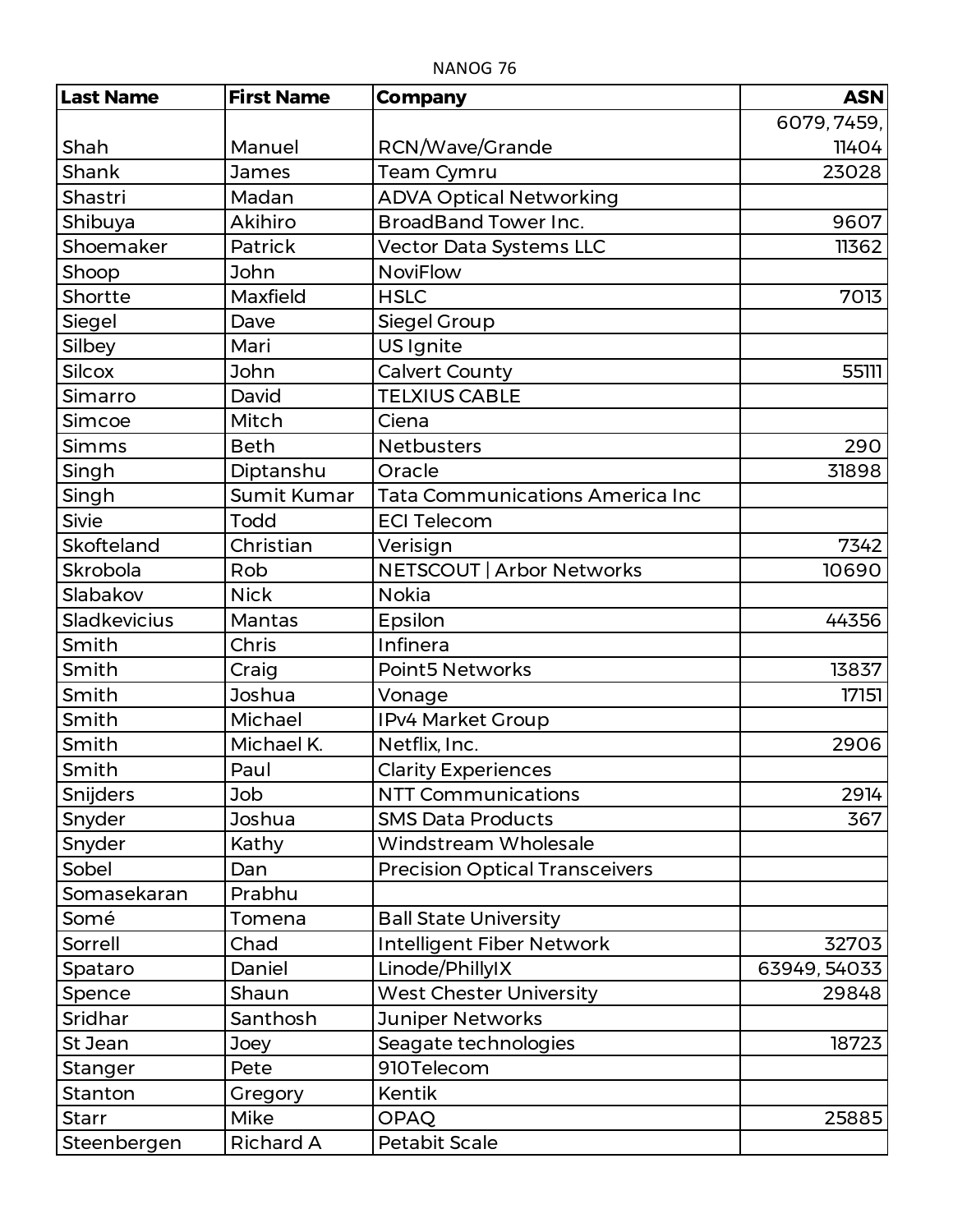NANOG 76

| Last Name | First Name | Company | ASN |
|---|---|---|---|
| Shah | Manuel | RCN/Wave/Grande | 6079, 7459, 11404 |
| Shank | James | Team Cymru | 23028 |
| Shastri | Madan | ADVA Optical Networking | |
| Shibuya | Akihiro | BroadBand Tower Inc. | 9607 |
| Shoemaker | Patrick | Vector Data Systems LLC | 11362 |
| Shoop | John | NoviFlow | |
| Shortte | Maxfield | HSLC | 7013 |
| Siegel | Dave | Siegel Group | |
| Silbey | Mari | US Ignite | |
| Silcox | John | Calvert County | 55111 |
| Simarro | David | TELXIUS CABLE | |
| Simcoe | Mitch | Ciena | |
| Simms | Beth | Netbusters | 290 |
| Singh | Diptanshu | Oracle | 31898 |
| Singh | Sumit Kumar | Tata Communications America Inc | |
| Sivie | Todd | ECI Telecom | |
| Skofteland | Christian | Verisign | 7342 |
| Skrobola | Rob | NETSCOUT \| Arbor Networks | 10690 |
| Slabakov | Nick | Nokia | |
| Sladkevicius | Mantas | Epsilon | 44356 |
| Smith | Chris | Infinera | |
| Smith | Craig | Point5 Networks | 13837 |
| Smith | Joshua | Vonage | 17151 |
| Smith | Michael | IPv4 Market Group | |
| Smith | Michael K. | Netflix, Inc. | 2906 |
| Smith | Paul | Clarity Experiences | |
| Snijders | Job | NTT Communications | 2914 |
| Snyder | Joshua | SMS Data Products | 367 |
| Snyder | Kathy | Windstream Wholesale | |
| Sobel | Dan | Precision Optical Transceivers | |
| Somasekaran | Prabhu | | |
| Somé | Tomena | Ball State University | |
| Sorrell | Chad | Intelligent Fiber Network | 32703 |
| Spataro | Daniel | Linode/PhillyIX | 63949, 54033 |
| Spence | Shaun | West Chester University | 29848 |
| Sridhar | Santhosh | Juniper Networks | |
| St Jean | Joey | Seagate technologies | 18723 |
| Stanger | Pete | 910Telecom | |
| Stanton | Gregory | Kentik | |
| Starr | Mike | OPAQ | 25885 |
| Steenbergen | Richard A | Petabit Scale | |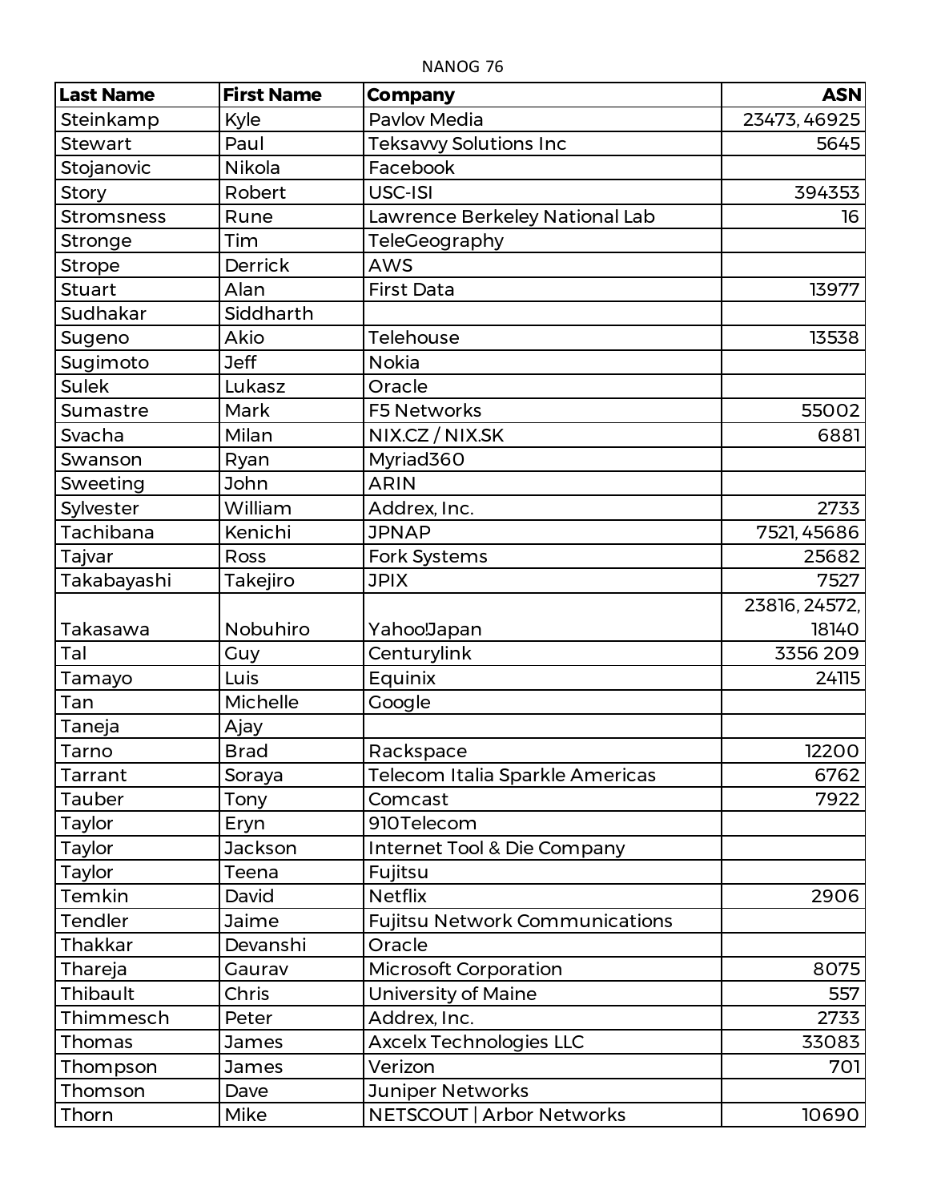NANOG 76

| Last Name | First Name | Company | ASN |
|---|---|---|---|
| Steinkamp | Kyle | Pavlov Media | 23473, 46925 |
| Stewart | Paul | Teksavvy Solutions Inc | 5645 |
| Stojanovic | Nikola | Facebook | |
| Story | Robert | USC-ISI | 394353 |
| Stromsness | Rune | Lawrence Berkeley National Lab | 16 |
| Stronge | Tim | TeleGeography | |
| Strope | Derrick | AWS | |
| Stuart | Alan | First Data | 13977 |
| Sudhakar | Siddharth | | |
| Sugeno | Akio | Telehouse | 13538 |
| Sugimoto | Jeff | Nokia | |
| Sulek | Lukasz | Oracle | |
| Sumastre | Mark | F5 Networks | 55002 |
| Svacha | Milan | NIX.CZ / NIX.SK | 6881 |
| Swanson | Ryan | Myriad360 | |
| Sweeting | John | ARIN | |
| Sylvester | William | Addrex, Inc. | 2733 |
| Tachibana | Kenichi | JPNAP | 7521, 45686 |
| Tajvar | Ross | Fork Systems | 25682 |
| Takabayashi | Takejiro | JPIX | 7527 |
| Takasawa | Nobuhiro | Yahoo!Japan | 23816, 24572, 18140 |
| Tal | Guy | Centurylink | 3356 209 |
| Tamayo | Luis | Equinix | 24115 |
| Tan | Michelle | Google | |
| Taneja | Ajay | | |
| Tarno | Brad | Rackspace | 12200 |
| Tarrant | Soraya | Telecom Italia Sparkle Americas | 6762 |
| Tauber | Tony | Comcast | 7922 |
| Taylor | Eryn | 910Telecom | |
| Taylor | Jackson | Internet Tool & Die Company | |
| Taylor | Teena | Fujitsu | |
| Temkin | David | Netflix | 2906 |
| Tendler | Jaime | Fujitsu Network Communications | |
| Thakkar | Devanshi | Oracle | |
| Thareja | Gaurav | Microsoft Corporation | 8075 |
| Thibault | Chris | University of Maine | 557 |
| Thimmesch | Peter | Addrex, Inc. | 2733 |
| Thomas | James | Axcelx Technologies LLC | 33083 |
| Thompson | James | Verizon | 701 |
| Thomson | Dave | Juniper Networks | |
| Thorn | Mike | NETSCOUT \| Arbor Networks | 10690 |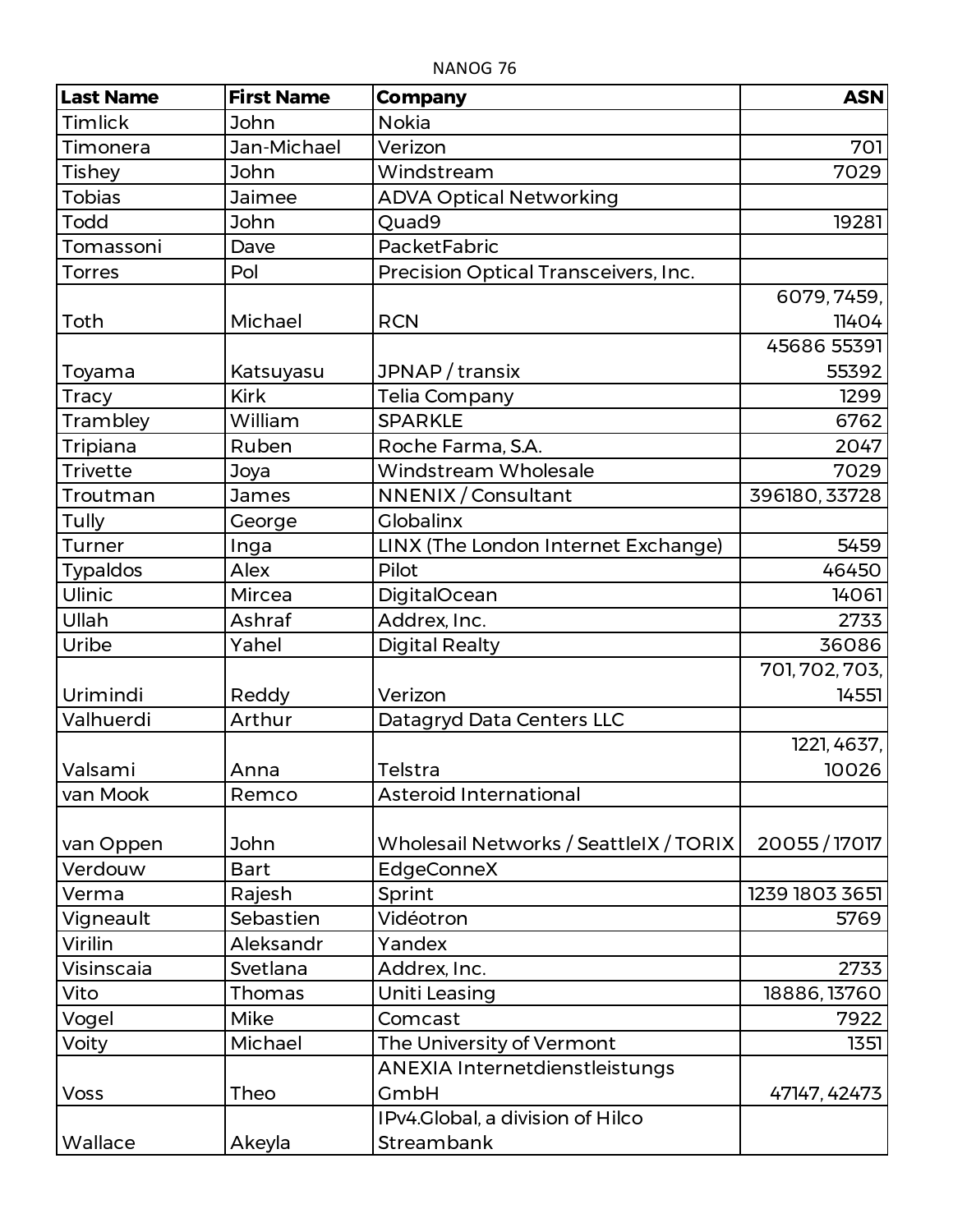NANOG 76

| Last Name | First Name | Company | ASN |
|---|---|---|---|
| Timlick | John | Nokia | |
| Timonera | Jan-Michael | Verizon | 701 |
| Tishey | John | Windstream | 7029 |
| Tobias | Jaimee | ADVA Optical Networking | |
| Todd | John | Quad9 | 19281 |
| Tomassoni | Dave | PacketFabric | |
| Torres | Pol | Precision Optical Transceivers, Inc. | |
| Toth | Michael | RCN | 6079, 7459, 11404 |
| Toyama | Katsuyasu | JPNAP / transix | 45686 55391 55392 |
| Tracy | Kirk | Telia Company | 1299 |
| Trambley | William | SPARKLE | 6762 |
| Tripiana | Ruben | Roche Farma, S.A. | 2047 |
| Trivette | Joya | Windstream Wholesale | 7029 |
| Troutman | James | NNENIX / Consultant | 396180, 33728 |
| Tully | George | Globalinx | |
| Turner | Inga | LINX (The London Internet Exchange) | 5459 |
| Typaldos | Alex | Pilot | 46450 |
| Ulinic | Mircea | DigitalOcean | 14061 |
| Ullah | Ashraf | Addrex, Inc. | 2733 |
| Uribe | Yahel | Digital Realty | 36086 |
| Urimindi | Reddy | Verizon | 701, 702, 703, 14551 |
| Valhuerdi | Arthur | Datagryd Data Centers LLC | |
| Valsami | Anna | Telstra | 1221, 4637, 10026 |
| van Mook | Remco | Asteroid International | |
| van Oppen | John | Wholesail Networks / SeattleIX / TORIX | 20055 / 17017 |
| Verdouw | Bart | EdgeConneX | |
| Verma | Rajesh | Sprint | 1239 1803 3651 |
| Vigneault | Sebastien | Vidéotron | 5769 |
| Virilin | Aleksandr | Yandex | |
| Visinscaia | Svetlana | Addrex, Inc. | 2733 |
| Vito | Thomas | Uniti Leasing | 18886, 13760 |
| Vogel | Mike | Comcast | 7922 |
| Voity | Michael | The University of Vermont | 1351 |
| Voss | Theo | ANEXIA Internetdienstleistungs GmbH | 47147, 42473 |
| Wallace | Akeyla | IPv4.Global, a division of Hilco Streambank | |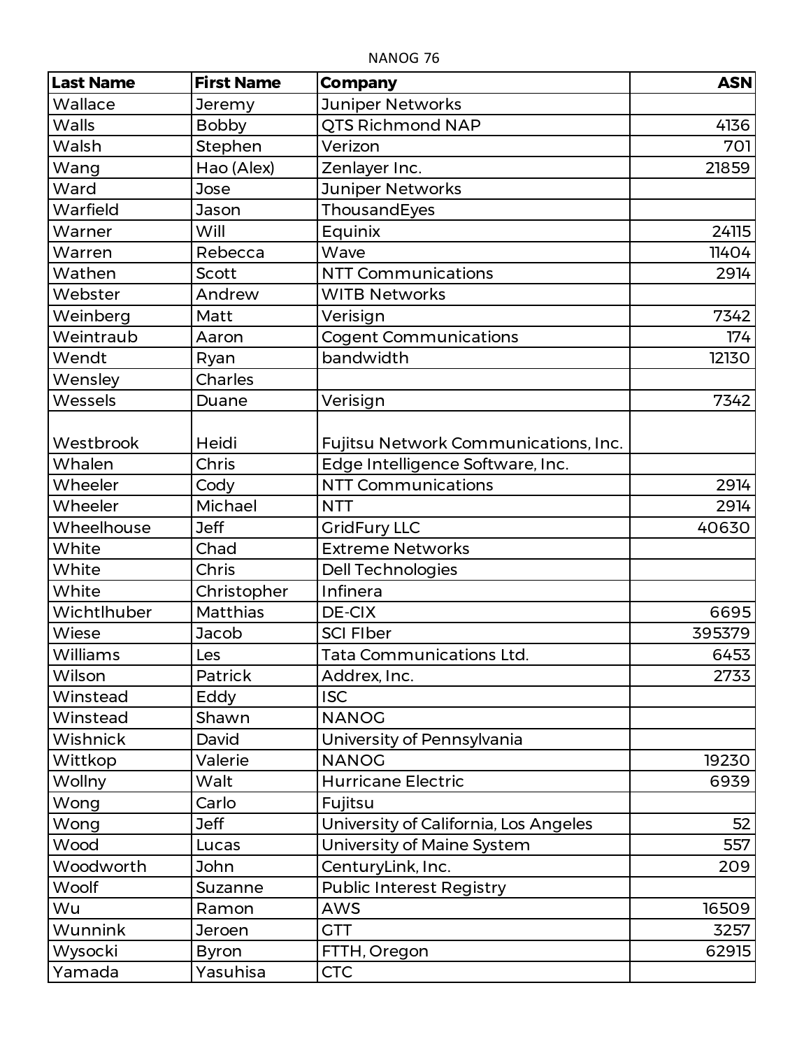NANOG 76

| Last Name | First Name | Company | ASN |
| --- | --- | --- | --- |
| Wallace | Jeremy | Juniper Networks | |
| Walls | Bobby | QTS Richmond NAP | 4136 |
| Walsh | Stephen | Verizon | 701 |
| Wang | Hao (Alex) | Zenlayer Inc. | 21859 |
| Ward | Jose | Juniper Networks | |
| Warfield | Jason | ThousandEyes | |
| Warner | Will | Equinix | 24115 |
| Warren | Rebecca | Wave | 11404 |
| Wathen | Scott | NTT Communications | 2914 |
| Webster | Andrew | WITB Networks | |
| Weinberg | Matt | Verisign | 7342 |
| Weintraub | Aaron | Cogent Communications | 174 |
| Wendt | Ryan | bandwidth | 12130 |
| Wensley | Charles | | |
| Wessels | Duane | Verisign | 7342 |
| Westbrook | Heidi | Fujitsu Network Communications, Inc. | |
| Whalen | Chris | Edge Intelligence Software, Inc. | |
| Wheeler | Cody | NTT Communications | 2914 |
| Wheeler | Michael | NTT | 2914 |
| Wheelhouse | Jeff | GridFury LLC | 40630 |
| White | Chad | Extreme Networks | |
| White | Chris | Dell Technologies | |
| White | Christopher | Infinera | |
| Wichtlhuber | Matthias | DE-CIX | 6695 |
| Wiese | Jacob | SCI FIber | 395379 |
| Williams | Les | Tata Communications Ltd. | 6453 |
| Wilson | Patrick | Addrex, Inc. | 2733 |
| Winstead | Eddy | ISC | |
| Winstead | Shawn | NANOG | |
| Wishnick | David | University of Pennsylvania | |
| Wittkop | Valerie | NANOG | 19230 |
| Wollny | Walt | Hurricane Electric | 6939 |
| Wong | Carlo | Fujitsu | |
| Wong | Jeff | University of California, Los Angeles | 52 |
| Wood | Lucas | University of Maine System | 557 |
| Woodworth | John | CenturyLink, Inc. | 209 |
| Woolf | Suzanne | Public Interest Registry | |
| Wu | Ramon | AWS | 16509 |
| Wunnink | Jeroen | GTT | 3257 |
| Wysocki | Byron | FTTH, Oregon | 62915 |
| Yamada | Yasuhisa | CTC | |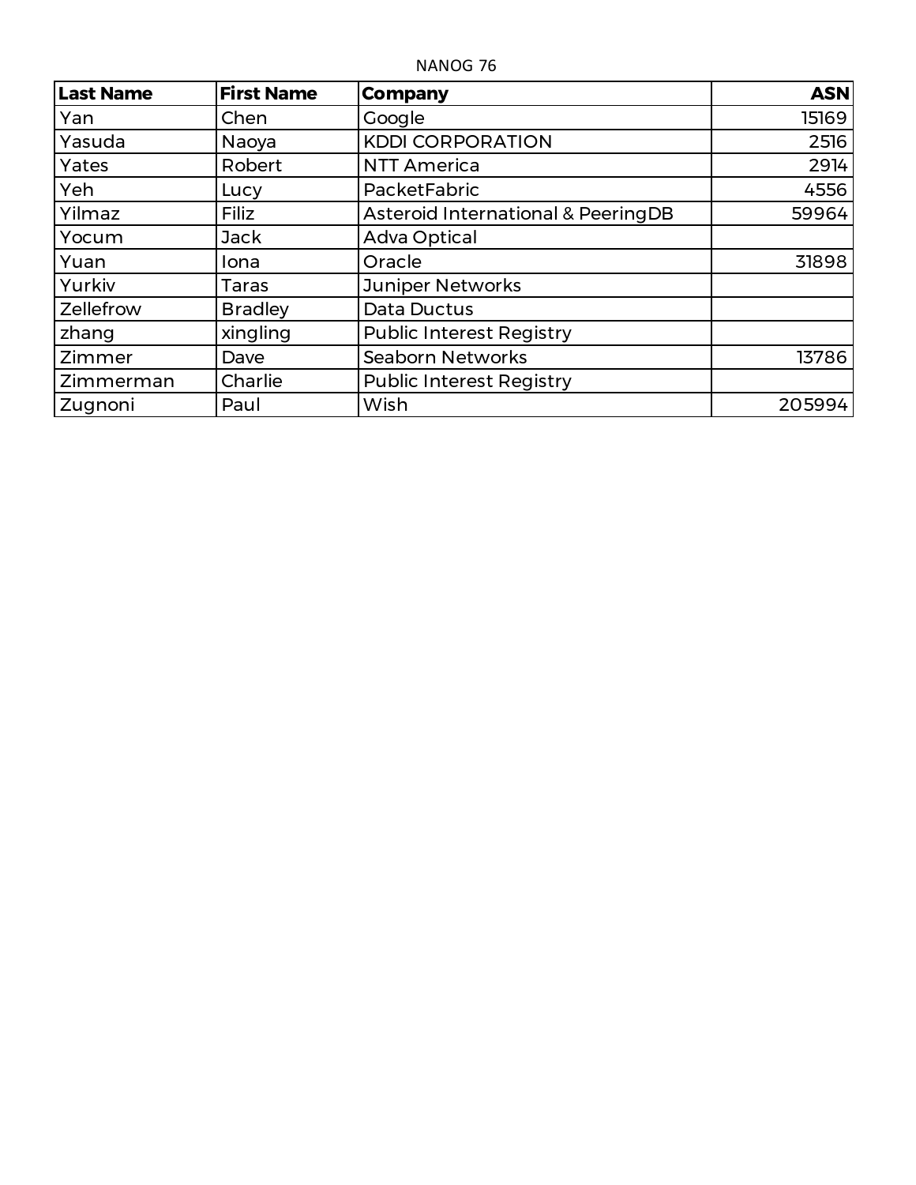NANOG 76

| Last Name | First Name | Company | ASN |
|---|---|---|---|
| Yan | Chen | Google | 15169 |
| Yasuda | Naoya | KDDI CORPORATION | 2516 |
| Yates | Robert | NTT America | 2914 |
| Yeh | Lucy | PacketFabric | 4556 |
| Yilmaz | Filiz | Asteroid International & PeeringDB | 59964 |
| Yocum | Jack | Adva Optical | |
| Yuan | Iona | Oracle | 31898 |
| Yurkiv | Taras | Juniper Networks | |
| Zellefrow | Bradley | Data Ductus | |
| zhang | xingling | Public Interest Registry | |
| Zimmer | Dave | Seaborn Networks | 13786 |
| Zimmerman | Charlie | Public Interest Registry | |
| Zugnoni | Paul | Wish | 205994 |